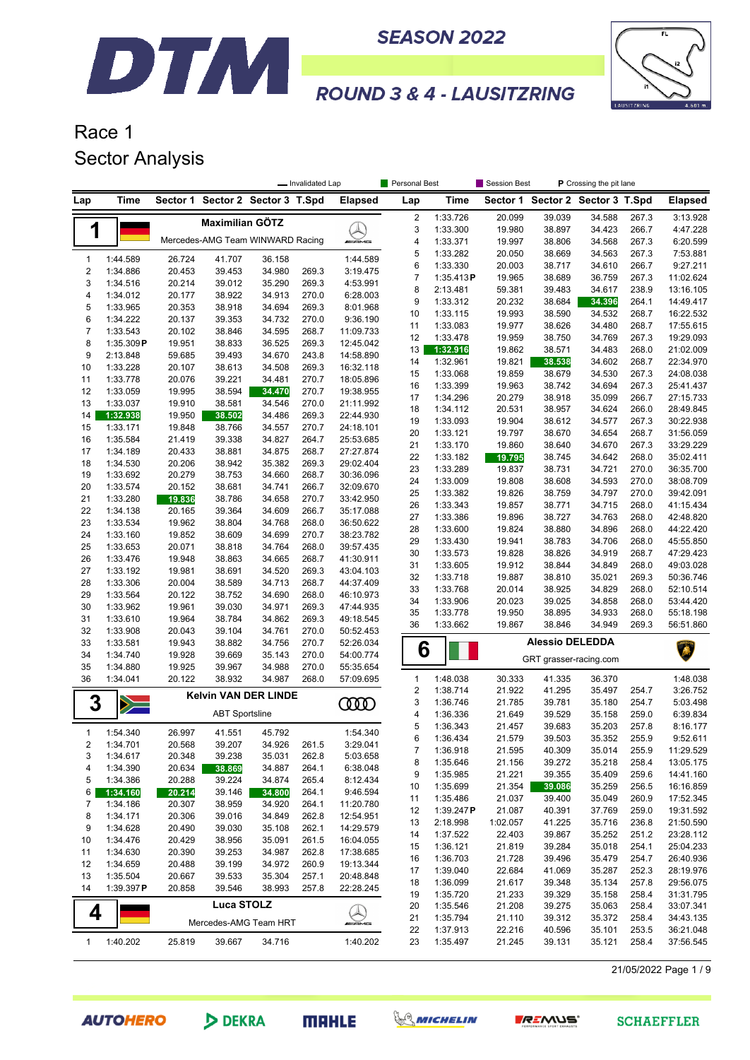# DTM SEASON 2022

## ROUND 3 & 4 - LAUSITZRING

# Race 1

# Sector Analysis

— Invalidated Lap | Personal Best | Session Best | **P** Crossing the pit lane

### 1 Maximilian GÖTZ — Mercedes-AMG Team WINWARD Racing

| Lap | Time | Sector 1 | Sector 2 | Sector 3 | T.Spd | Elapsed |
|---|---|---|---|---|---|---|
| 1 | 1:44.589 | 26.724 | 41.707 | 36.158 | | 1:44.589 |
| 2 | 1:34.886 | 20.453 | 39.453 | 34.980 | 269.3 | 3:19.475 |
| 3 | 1:34.516 | 20.214 | 39.012 | 35.290 | 269.3 | 4:53.991 |
| 4 | 1:34.012 | 20.177 | 38.922 | 34.913 | 270.0 | 6:28.003 |
| 5 | 1:33.965 | 20.353 | 38.918 | 34.694 | 269.3 | 8:01.968 |
| 6 | 1:34.222 | 20.137 | 39.353 | 34.732 | 270.0 | 9:36.190 |
| 7 | 1:33.543 | 20.102 | 38.846 | 34.595 | 268.7 | 11:09.733 |
| 8 | 1:35.309 P | 19.951 | 38.833 | 36.525 | 269.3 | 12:45.042 |
| 9 | 2:13.848 | 59.685 | 39.493 | 34.670 | 243.8 | 14:58.890 |
| 10 | 1:33.228 | 20.107 | 38.613 | 34.508 | 269.3 | 16:32.118 |
| 11 | 1:33.778 | 20.076 | 39.221 | 34.481 | 270.7 | 18:05.896 |
| 12 | 1:33.059 | 19.995 | 38.594 | 34.470 | 270.7 | 19:38.955 |
| 13 | 1:33.037 | 19.910 | 38.581 | 34.546 | 270.0 | 21:11.992 |
| 14 | 1:32.938 | 19.950 | 38.502 | 34.486 | 269.3 | 22:44.930 |
| 15 | 1:33.171 | 19.848 | 38.766 | 34.557 | 270.7 | 24:18.101 |
| 16 | 1:35.584 | 21.419 | 39.338 | 34.827 | 264.7 | 25:53.685 |
| 17 | 1:34.189 | 20.433 | 38.881 | 34.875 | 268.7 | 27:27.874 |
| 18 | 1:34.530 | 20.206 | 38.942 | 35.382 | 269.3 | 29:02.404 |
| 19 | 1:33.692 | 20.279 | 38.753 | 34.660 | 268.7 | 30:36.096 |
| 20 | 1:33.574 | 20.152 | 38.681 | 34.741 | 266.7 | 32:09.670 |
| 21 | 1:33.280 | 19.836 | 38.786 | 34.658 | 270.7 | 33:42.950 |
| 22 | 1:34.138 | 20.165 | 39.364 | 34.609 | 266.7 | 35:17.088 |
| 23 | 1:33.534 | 19.962 | 38.804 | 34.768 | 268.0 | 36:50.622 |
| 24 | 1:33.160 | 19.852 | 38.609 | 34.699 | 270.7 | 38:23.782 |
| 25 | 1:33.653 | 20.071 | 38.818 | 34.764 | 268.0 | 39:57.435 |
| 26 | 1:33.476 | 19.948 | 38.863 | 34.665 | 268.7 | 41:30.911 |
| 27 | 1:33.192 | 19.981 | 38.691 | 34.520 | 269.3 | 43:04.103 |
| 28 | 1:33.306 | 20.004 | 38.589 | 34.713 | 268.7 | 44:37.409 |
| 29 | 1:33.564 | 20.122 | 38.752 | 34.690 | 268.0 | 46:10.973 |
| 30 | 1:33.962 | 19.961 | 39.030 | 34.971 | 269.3 | 47:44.935 |
| 31 | 1:33.610 | 19.964 | 38.784 | 34.862 | 269.3 | 49:18.545 |
| 32 | 1:33.908 | 20.043 | 39.104 | 34.761 | 270.0 | 50:52.453 |
| 33 | 1:33.581 | 19.943 | 38.882 | 34.756 | 270.7 | 52:26.034 |
| 34 | 1:34.740 | 19.928 | 39.669 | 35.143 | 270.0 | 54:00.774 |
| 35 | 1:34.880 | 19.925 | 39.967 | 34.988 | 270.0 | 55:35.654 |
| 36 | 1:34.041 | 20.122 | 38.932 | 34.987 | 268.0 | 57:09.695 |

### 3 Kelvin VAN DER LINDE — ABT Sportsline

| Lap | Time | Sector 1 | Sector 2 | Sector 3 | T.Spd | Elapsed |
|---|---|---|---|---|---|---|
| 1 | 1:54.340 | 26.997 | 41.551 | 45.792 | | 1:54.340 |
| 2 | 1:34.701 | 20.568 | 39.207 | 34.926 | 261.5 | 3:29.041 |
| 3 | 1:34.617 | 20.348 | 39.238 | 35.031 | 261.5 | 5:03.658 |
| 4 | 1:34.390 | 20.634 | 38.869 | 34.887 | 264.1 | 6:38.048 |
| 5 | 1:34.386 | 20.288 | 39.224 | 34.874 | 265.4 | 8:12.434 |
| 6 | 1:34.160 | 20.214 | 39.146 | 34.800 | 264.1 | 9:46.594 |
| 7 | 1:34.186 | 20.307 | 38.959 | 34.920 | 264.1 | 11:20.780 |
| 8 | 1:34.171 | 20.306 | 39.016 | 34.849 | 262.8 | 12:54.951 |
| 9 | 1:34.628 | 20.490 | 39.030 | 35.108 | 262.1 | 14:29.579 |
| 10 | 1:34.476 | 20.429 | 38.956 | 35.091 | 261.5 | 16:04.055 |
| 11 | 1:34.630 | 20.390 | 39.253 | 34.987 | 262.8 | 17:38.685 |
| 12 | 1:34.659 | 20.488 | 39.199 | 34.972 | 260.9 | 19:13.344 |
| 13 | 1:35.504 | 20.667 | 39.533 | 35.304 | 257.1 | 20:48.848 |
| 14 | 1:39.397 P | 20.858 | 39.546 | 38.993 | 257.8 | 22:28.245 |

### 4 Luca STOLZ — Mercedes-AMG Team HRT

| Lap | Time | Sector 1 | Sector 2 | Sector 3 | T.Spd | Elapsed |
|---|---|---|---|---|---|---|
| 1 | 1:40.202 | 25.819 | 39.667 | 34.716 | | 1:40.202 |
| 2 | 1:33.726 | 20.099 | 39.039 | 34.588 | 267.3 | 3:13.928 |
| 3 | 1:33.300 | 19.980 | 38.897 | 34.423 | 266.7 | 4:47.228 |
| 4 | 1:33.371 | 19.997 | 38.806 | 34.568 | 267.3 | 6:20.599 |
| 5 | 1:33.282 | 20.050 | 38.669 | 34.563 | 267.3 | 7:53.881 |
| 6 | 1:33.330 | 20.003 | 38.717 | 34.610 | 266.7 | 9:27.211 |
| 7 | 1:35.413 P | 19.965 | 38.689 | 36.759 | 267.3 | 11:02.624 |
| 8 | 2:13.481 | 59.381 | 39.483 | 34.617 | 238.9 | 13:16.105 |
| 9 | 1:33.312 | 20.232 | 38.684 | 34.396 | 264.1 | 14:49.417 |
| 10 | 1:33.115 | 19.993 | 38.590 | 34.532 | 268.7 | 16:22.532 |
| 11 | 1:33.083 | 19.977 | 38.626 | 34.480 | 268.7 | 17:55.615 |
| 12 | 1:33.478 | 19.959 | 38.750 | 34.769 | 267.3 | 19:29.093 |
| 13 | 1:32.916 | 19.862 | 38.571 | 34.483 | 268.0 | 21:02.009 |
| 14 | 1:32.961 | 19.821 | 38.538 | 34.602 | 268.7 | 22:34.970 |
| 15 | 1:33.068 | 19.859 | 38.679 | 34.530 | 267.3 | 24:08.038 |
| 16 | 1:33.399 | 19.963 | 38.742 | 34.694 | 267.3 | 25:41.437 |
| 17 | 1:34.296 | 20.279 | 38.918 | 35.099 | 266.7 | 27:15.733 |
| 18 | 1:34.112 | 20.531 | 38.957 | 34.624 | 266.0 | 28:49.845 |
| 19 | 1:33.093 | 19.904 | 38.612 | 34.577 | 267.3 | 30:22.938 |
| 20 | 1:33.121 | 19.797 | 38.670 | 34.654 | 268.7 | 31:56.059 |
| 21 | 1:33.170 | 19.860 | 38.640 | 34.670 | 267.3 | 33:29.229 |
| 22 | 1:33.182 | 19.795 | 38.745 | 34.642 | 268.0 | 35:02.411 |
| 23 | 1:33.289 | 19.837 | 38.731 | 34.721 | 270.0 | 36:35.700 |
| 24 | 1:33.009 | 19.808 | 38.608 | 34.593 | 270.0 | 38:08.709 |
| 25 | 1:33.382 | 19.826 | 38.759 | 34.797 | 270.0 | 39:42.091 |
| 26 | 1:33.343 | 19.857 | 38.771 | 34.715 | 268.0 | 41:15.434 |
| 27 | 1:33.386 | 19.896 | 38.727 | 34.763 | 268.0 | 42:48.820 |
| 28 | 1:33.600 | 19.824 | 38.880 | 34.896 | 268.0 | 44:22.420 |
| 29 | 1:33.430 | 19.941 | 38.783 | 34.706 | 268.0 | 45:55.850 |
| 30 | 1:33.573 | 19.828 | 38.826 | 34.919 | 268.7 | 47:29.423 |
| 31 | 1:33.605 | 19.912 | 38.844 | 34.849 | 268.0 | 49:03.028 |
| 32 | 1:33.718 | 19.887 | 38.810 | 35.021 | 269.3 | 50:36.746 |
| 33 | 1:33.768 | 20.014 | 38.925 | 34.829 | 268.0 | 52:10.514 |
| 34 | 1:33.906 | 20.023 | 39.025 | 34.858 | 268.0 | 53:44.420 |
| 35 | 1:33.778 | 19.950 | 38.895 | 34.933 | 268.0 | 55:18.198 |
| 36 | 1:33.662 | 19.867 | 38.846 | 34.949 | 269.3 | 56:51.860 |

### 6 Alessio DELEDDA — GRT grasser-racing.com

| Lap | Time | Sector 1 | Sector 2 | Sector 3 | T.Spd | Elapsed |
|---|---|---|---|---|---|---|
| 1 | 1:48.038 | 30.333 | 41.335 | 36.370 | | 1:48.038 |
| 2 | 1:38.714 | 21.922 | 41.295 | 35.497 | 254.7 | 3:26.752 |
| 3 | 1:36.746 | 21.785 | 39.781 | 35.180 | 254.7 | 5:03.498 |
| 4 | 1:36.336 | 21.649 | 39.529 | 35.158 | 259.0 | 6:39.834 |
| 5 | 1:36.343 | 21.457 | 39.683 | 35.203 | 257.8 | 8:16.177 |
| 6 | 1:36.434 | 21.579 | 39.503 | 35.352 | 255.9 | 9:52.611 |
| 7 | 1:36.918 | 21.595 | 40.309 | 35.014 | 255.9 | 11:29.529 |
| 8 | 1:35.646 | 21.156 | 39.272 | 35.218 | 258.4 | 13:05.175 |
| 9 | 1:35.985 | 21.221 | 39.355 | 35.409 | 259.6 | 14:41.160 |
| 10 | 1:35.699 | 21.354 | 39.086 | 35.259 | 256.5 | 16:16.859 |
| 11 | 1:35.486 | 21.037 | 39.400 | 35.049 | 260.9 | 17:52.345 |
| 12 | 1:39.247 P | 21.087 | 40.391 | 37.769 | 259.0 | 19:31.592 |
| 13 | 2:18.998 | 1:02.057 | 41.225 | 35.716 | 236.8 | 21:50.590 |
| 14 | 1:37.522 | 22.403 | 39.867 | 35.252 | 251.2 | 23:28.112 |
| 15 | 1:36.121 | 21.819 | 39.284 | 35.018 | 254.1 | 25:04.233 |
| 16 | 1:36.703 | 21.728 | 39.496 | 35.479 | 254.7 | 26:40.936 |
| 17 | 1:39.040 | 22.684 | 41.069 | 35.287 | 252.3 | 28:19.976 |
| 18 | 1:36.099 | 21.617 | 39.348 | 35.134 | 257.8 | 29:56.075 |
| 19 | 1:35.720 | 21.233 | 39.329 | 35.158 | 258.4 | 31:31.795 |
| 20 | 1:35.546 | 21.208 | 39.275 | 35.063 | 258.4 | 33:07.341 |
| 21 | 1:35.794 | 21.110 | 39.312 | 35.372 | 258.4 | 34:43.135 |
| 22 | 1:37.913 | 22.216 | 40.596 | 35.101 | 253.5 | 36:21.048 |
| 23 | 1:35.497 | 21.245 | 39.131 | 35.121 | 258.4 | 37:56.545 |

21/05/2022

AUTOHERO | DEKRA | MAHLE | MICHELIN | REMUS | SCHAEFFLER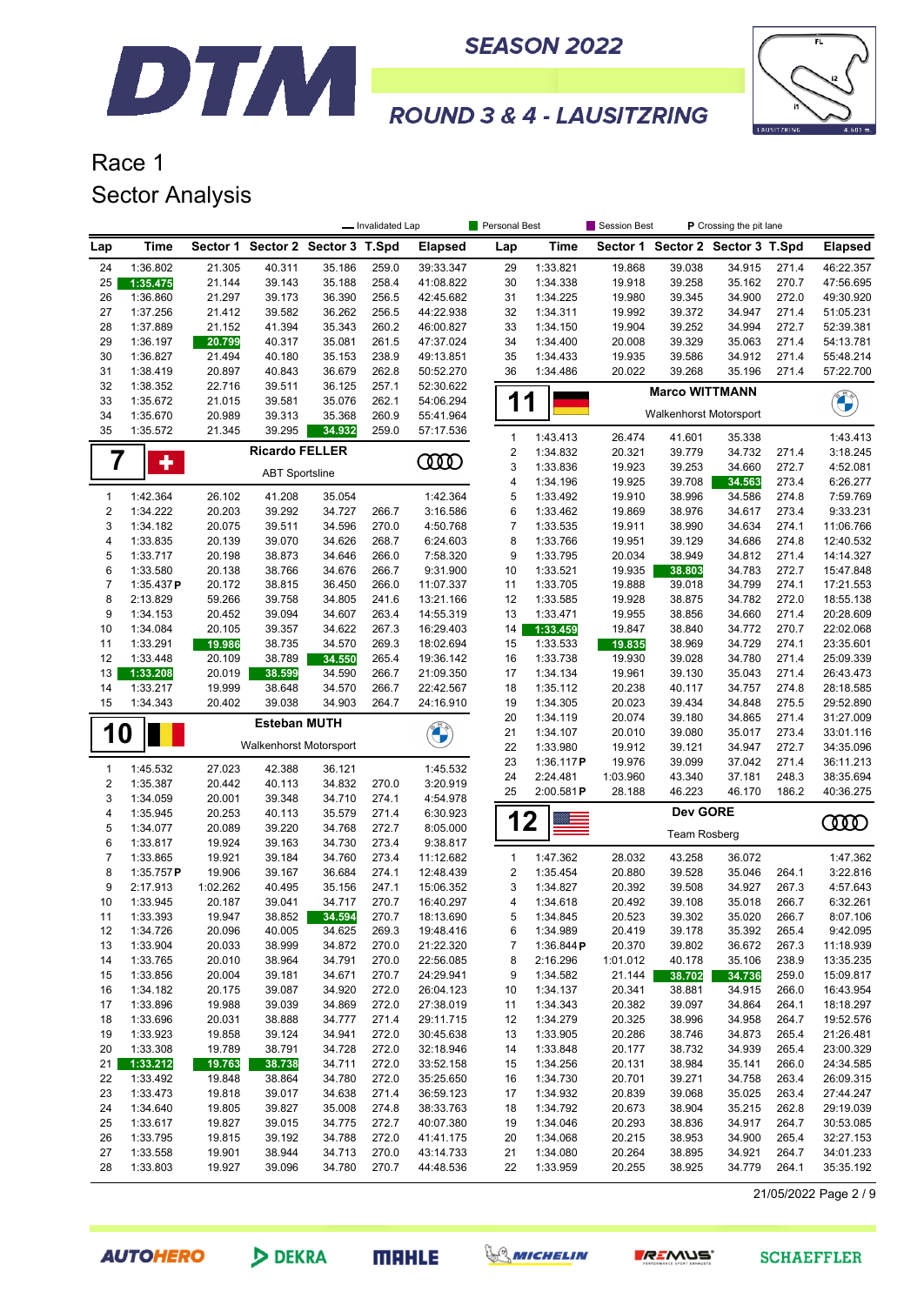# DTM SEASON 2022

## ROUND 3 & 4 - LAUSITZRING

# Race 1
## Sector Analysis

— Invalidated Lap | Personal Best | Session Best | P Crossing the pit lane

| Lap | Time | Sector 1 | Sector 2 | Sector 3 | T.Spd | Elapsed |
|---|---|---|---|---|---|---|
| 24 | 1:36.802 | 21.305 | 40.311 | 35.186 | 259.0 | 39:33.347 |
| 25 | 1:35.475 | 21.144 | 39.143 | 35.188 | 258.4 | 41:08.822 |
| 26 | 1:36.860 | 21.297 | 39.173 | 36.390 | 256.5 | 42:45.682 |
| 27 | 1:37.256 | 21.412 | 39.582 | 36.262 | 256.5 | 44:22.938 |
| 28 | 1:37.889 | 21.152 | 41.394 | 35.343 | 260.2 | 46:00.827 |
| 29 | 1:36.197 | 20.799 | 40.317 | 35.081 | 261.5 | 47:37.024 |
| 30 | 1:36.827 | 21.494 | 40.180 | 35.153 | 238.9 | 49:13.851 |
| 31 | 1:38.419 | 20.897 | 40.843 | 36.679 | 262.8 | 50:52.270 |
| 32 | 1:38.352 | 22.716 | 39.511 | 36.125 | 257.1 | 52:30.622 |
| 33 | 1:35.672 | 21.015 | 39.581 | 35.076 | 262.1 | 54:06.294 |
| 34 | 1:35.670 | 20.989 | 39.313 | 35.368 | 260.9 | 55:41.964 |
| 35 | 1:35.572 | 21.345 | 39.295 | 34.932 | 259.0 | 57:17.536 |

### 7 Ricardo FELLER — ABT Sportsline

| Lap | Time | Sector 1 | Sector 2 | Sector 3 | T.Spd | Elapsed |
|---|---|---|---|---|---|---|
| 1 | 1:42.364 | 26.102 | 41.208 | 35.054 | | 1:42.364 |
| 2 | 1:34.222 | 20.203 | 39.292 | 34.727 | 266.7 | 3:16.586 |
| 3 | 1:34.182 | 20.075 | 39.511 | 34.596 | 270.0 | 4:50.768 |
| 4 | 1:33.835 | 20.139 | 39.070 | 34.626 | 268.7 | 6:24.603 |
| 5 | 1:33.717 | 20.198 | 38.873 | 34.646 | 266.0 | 7:58.320 |
| 6 | 1:33.580 | 20.138 | 38.766 | 34.676 | 266.7 | 9:31.900 |
| 7 | 1:35.437 P | 20.172 | 38.815 | 36.450 | 266.0 | 11:07.337 |
| 8 | 2:13.829 | 59.266 | 39.758 | 34.805 | 241.6 | 13:21.166 |
| 9 | 1:34.153 | 20.452 | 39.094 | 34.607 | 263.4 | 14:55.319 |
| 10 | 1:34.084 | 20.105 | 39.357 | 34.622 | 267.3 | 16:29.403 |
| 11 | 1:33.291 | 19.986 | 38.735 | 34.570 | 269.3 | 18:02.694 |
| 12 | 1:33.448 | 20.109 | 38.789 | 34.550 | 265.4 | 19:36.142 |
| 13 | 1:33.208 | 20.019 | 38.599 | 34.590 | 266.7 | 21:09.350 |
| 14 | 1:33.217 | 19.999 | 38.648 | 34.570 | 266.7 | 22:42.567 |
| 15 | 1:34.343 | 20.402 | 39.038 | 34.903 | 264.7 | 24:16.910 |

### 10 Esteban MUTH — Walkenhorst Motorsport

| Lap | Time | Sector 1 | Sector 2 | Sector 3 | T.Spd | Elapsed |
|---|---|---|---|---|---|---|
| 1 | 1:45.532 | 27.023 | 42.388 | 36.121 | | 1:45.532 |
| 2 | 1:35.387 | 20.442 | 40.113 | 34.832 | 270.0 | 3:20.919 |
| 3 | 1:34.059 | 20.001 | 39.348 | 34.710 | 274.1 | 4:54.978 |
| 4 | 1:35.945 | 20.253 | 40.113 | 35.579 | 271.4 | 6:30.923 |
| 5 | 1:34.077 | 20.089 | 39.220 | 34.768 | 272.7 | 8:05.000 |
| 6 | 1:33.817 | 19.924 | 39.163 | 34.730 | 273.4 | 9:38.817 |
| 7 | 1:33.865 | 19.921 | 39.184 | 34.760 | 273.4 | 11:12.682 |
| 8 | 1:35.757 P | 19.906 | 39.167 | 36.684 | 274.1 | 12:48.439 |
| 9 | 2:17.913 | 1:02.262 | 40.495 | 35.156 | 247.1 | 15:06.352 |
| 10 | 1:33.945 | 20.187 | 39.041 | 34.717 | 270.7 | 16:40.297 |
| 11 | 1:33.393 | 19.947 | 38.852 | 34.594 | 270.7 | 18:13.690 |
| 12 | 1:34.726 | 20.096 | 40.005 | 34.625 | 269.3 | 19:48.416 |
| 13 | 1:33.904 | 20.033 | 38.999 | 34.872 | 270.0 | 21:22.320 |
| 14 | 1:33.765 | 20.010 | 38.964 | 34.791 | 270.0 | 22:56.085 |
| 15 | 1:33.856 | 20.004 | 39.181 | 34.671 | 270.7 | 24:29.941 |
| 16 | 1:34.182 | 20.175 | 39.087 | 34.920 | 272.0 | 26:04.123 |
| 17 | 1:33.896 | 19.988 | 39.039 | 34.869 | 272.0 | 27:38.019 |
| 18 | 1:33.696 | 20.031 | 38.888 | 34.777 | 271.4 | 29:11.715 |
| 19 | 1:33.923 | 19.858 | 39.124 | 34.941 | 272.0 | 30:45.638 |
| 20 | 1:33.308 | 19.789 | 38.791 | 34.728 | 272.0 | 32:18.946 |
| 21 | 1:33.212 | 19.763 | 38.738 | 34.711 | 272.0 | 33:52.158 |
| 22 | 1:33.492 | 19.848 | 38.864 | 34.780 | 272.0 | 35:25.650 |
| 23 | 1:33.473 | 19.818 | 39.017 | 34.638 | 271.4 | 36:59.123 |
| 24 | 1:34.640 | 19.805 | 39.827 | 35.008 | 274.8 | 38:33.763 |
| 25 | 1:33.617 | 19.827 | 39.015 | 34.775 | 272.7 | 40:07.380 |
| 26 | 1:33.795 | 19.815 | 39.192 | 34.788 | 272.0 | 41:41.175 |
| 27 | 1:33.558 | 19.901 | 38.944 | 34.713 | 270.0 | 43:14.733 |
| 28 | 1:33.803 | 19.927 | 39.096 | 34.780 | 270.7 | 44:48.536 |
| 29 | 1:33.821 | 19.868 | 39.038 | 34.915 | 271.4 | 46:22.357 |
| 30 | 1:34.338 | 19.918 | 39.258 | 35.162 | 270.7 | 47:56.695 |
| 31 | 1:34.225 | 19.980 | 39.345 | 34.900 | 272.0 | 49:30.920 |
| 32 | 1:34.311 | 19.992 | 39.372 | 34.947 | 271.4 | 51:05.231 |
| 33 | 1:34.150 | 19.904 | 39.252 | 34.994 | 272.7 | 52:39.381 |
| 34 | 1:34.400 | 20.008 | 39.329 | 35.063 | 271.4 | 54:13.781 |
| 35 | 1:34.433 | 19.935 | 39.586 | 34.912 | 271.4 | 55:48.214 |
| 36 | 1:34.486 | 20.022 | 39.268 | 35.196 | 271.4 | 57:22.700 |

### 11 Marco WITTMANN — Walkenhorst Motorsport

| Lap | Time | Sector 1 | Sector 2 | Sector 3 | T.Spd | Elapsed |
|---|---|---|---|---|---|---|
| 1 | 1:43.413 | 26.474 | 41.601 | 35.338 | | 1:43.413 |
| 2 | 1:34.832 | 20.321 | 39.779 | 34.732 | 271.4 | 3:18.245 |
| 3 | 1:33.836 | 19.923 | 39.253 | 34.660 | 272.7 | 4:52.081 |
| 4 | 1:34.196 | 19.925 | 39.708 | 34.563 | 273.4 | 6:26.277 |
| 5 | 1:33.492 | 19.910 | 38.996 | 34.586 | 274.8 | 7:59.769 |
| 6 | 1:33.462 | 19.869 | 38.976 | 34.617 | 273.4 | 9:33.231 |
| 7 | 1:33.535 | 19.911 | 38.990 | 34.634 | 274.1 | 11:06.766 |
| 8 | 1:33.766 | 19.951 | 39.129 | 34.686 | 274.8 | 12:40.532 |
| 9 | 1:33.795 | 20.034 | 38.949 | 34.812 | 271.4 | 14:14.327 |
| 10 | 1:33.521 | 19.935 | 38.803 | 34.783 | 272.7 | 15:47.848 |
| 11 | 1:33.705 | 19.888 | 39.018 | 34.799 | 274.1 | 17:21.553 |
| 12 | 1:33.585 | 19.928 | 38.875 | 34.782 | 272.0 | 18:55.138 |
| 13 | 1:33.471 | 19.955 | 38.856 | 34.660 | 271.4 | 20:28.609 |
| 14 | 1:33.459 | 19.847 | 38.840 | 34.772 | 270.7 | 22:02.068 |
| 15 | 1:33.533 | 19.835 | 38.969 | 34.729 | 274.1 | 23:35.601 |
| 16 | 1:33.738 | 19.930 | 39.028 | 34.780 | 271.4 | 25:09.339 |
| 17 | 1:34.134 | 19.961 | 39.130 | 35.043 | 271.4 | 26:43.473 |
| 18 | 1:35.112 | 20.238 | 40.117 | 34.757 | 274.8 | 28:18.585 |
| 19 | 1:34.305 | 20.023 | 39.434 | 34.848 | 275.5 | 29:52.890 |
| 20 | 1:34.119 | 20.074 | 39.180 | 34.865 | 271.4 | 31:27.009 |
| 21 | 1:34.107 | 20.010 | 39.080 | 35.017 | 273.4 | 33:01.116 |
| 22 | 1:33.980 | 19.912 | 39.121 | 34.947 | 272.7 | 34:35.096 |
| 23 | 1:36.117 P | 19.976 | 39.099 | 37.042 | 271.4 | 36:11.213 |
| 24 | 2:24.481 | 1:03.960 | 43.340 | 37.181 | 248.3 | 38:35.694 |
| 25 | 2:00.581 P | 28.188 | 46.223 | 46.170 | 186.2 | 40:36.275 |

### 12 Dev GORE — Team Rosberg

| Lap | Time | Sector 1 | Sector 2 | Sector 3 | T.Spd | Elapsed |
|---|---|---|---|---|---|---|
| 1 | 1:47.362 | 28.032 | 43.258 | 36.072 | | 1:47.362 |
| 2 | 1:35.454 | 20.880 | 39.528 | 35.046 | 264.1 | 3:22.816 |
| 3 | 1:34.827 | 20.392 | 39.508 | 34.927 | 267.3 | 4:57.643 |
| 4 | 1:34.618 | 20.492 | 39.108 | 35.018 | 266.7 | 6:32.261 |
| 5 | 1:34.845 | 20.523 | 39.302 | 35.020 | 266.7 | 8:07.106 |
| 6 | 1:34.989 | 20.419 | 39.178 | 35.392 | 265.4 | 9:42.095 |
| 7 | 1:36.844 P | 20.370 | 39.802 | 36.672 | 267.3 | 11:18.939 |
| 8 | 2:16.296 | 1:01.012 | 40.178 | 35.106 | 238.9 | 13:35.235 |
| 9 | 1:34.582 | 21.144 | 38.702 | 34.736 | 259.0 | 15:09.817 |
| 10 | 1:34.137 | 20.341 | 38.881 | 34.915 | 266.0 | 16:43.954 |
| 11 | 1:34.343 | 20.382 | 39.097 | 34.864 | 264.1 | 18:18.297 |
| 12 | 1:34.279 | 20.325 | 38.996 | 34.958 | 264.7 | 19:52.576 |
| 13 | 1:33.905 | 20.286 | 38.746 | 34.873 | 265.4 | 21:26.481 |
| 14 | 1:33.848 | 20.177 | 38.732 | 34.939 | 265.4 | 23:00.329 |
| 15 | 1:34.256 | 20.131 | 38.984 | 35.141 | 266.0 | 24:34.585 |
| 16 | 1:34.730 | 20.701 | 39.271 | 34.758 | 263.4 | 26:09.315 |
| 17 | 1:34.932 | 20.839 | 39.068 | 35.025 | 263.4 | 27:44.247 |
| 18 | 1:34.792 | 20.673 | 38.904 | 35.215 | 262.8 | 29:19.039 |
| 19 | 1:34.046 | 20.293 | 38.836 | 34.917 | 264.7 | 30:53.085 |
| 20 | 1:34.068 | 20.215 | 38.953 | 34.900 | 265.4 | 32:27.153 |
| 21 | 1:34.080 | 20.264 | 38.895 | 34.921 | 264.7 | 34:01.233 |
| 22 | 1:33.959 | 20.255 | 38.925 | 34.779 | 264.1 | 35:35.192 |

21/05/2022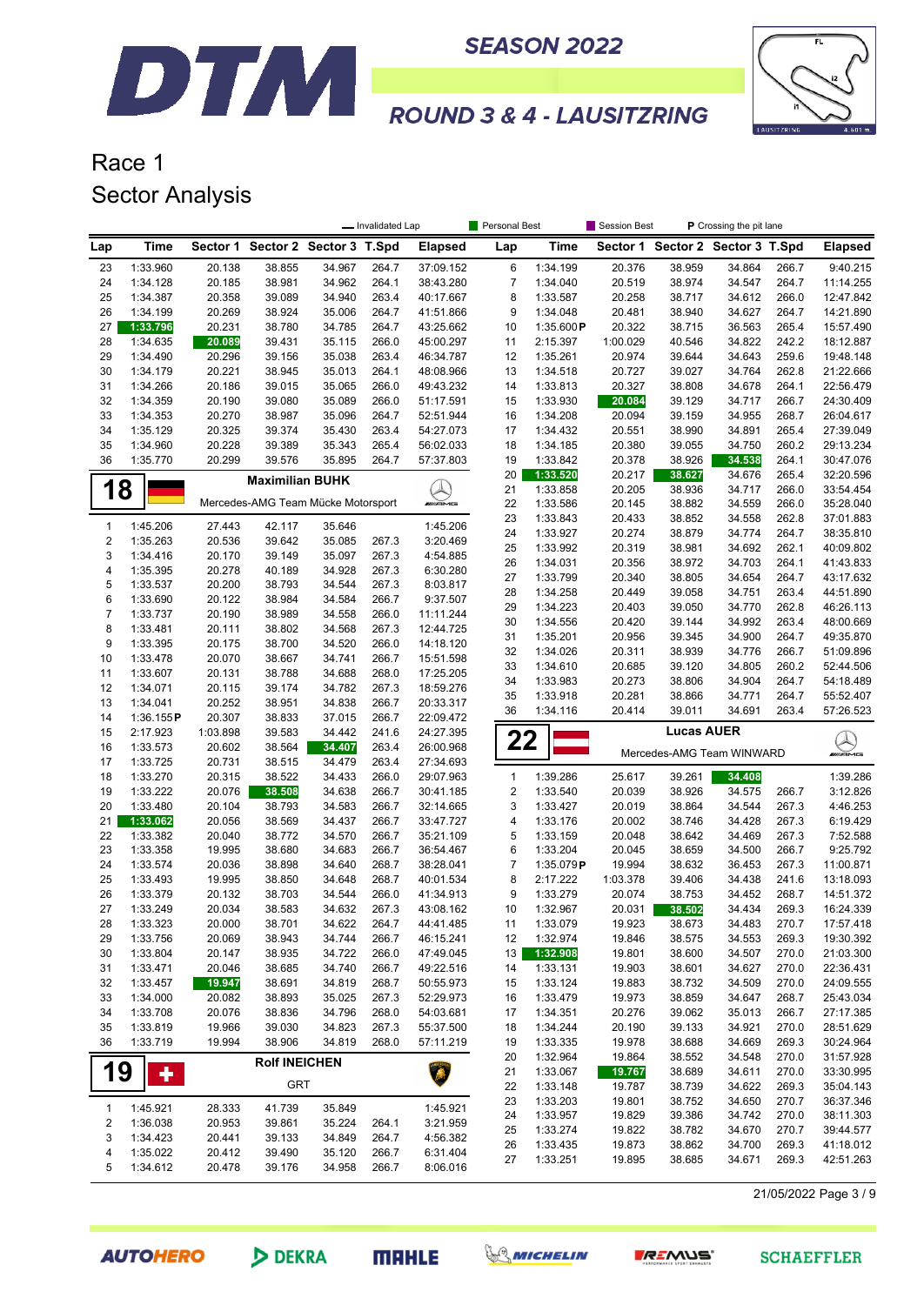# DTM SEASON 2022

## ROUND 3 & 4 - LAUSITZRING

# Race 1

# Sector Analysis

— Invalidated Lap | Personal Best | Session Best | P Crossing the pit lane

| Lap | Time | Sector 1 | Sector 2 | Sector 3 | T.Spd | Elapsed |
|---|---|---|---|---|---|---|
| 23 | 1:33.960 | 20.138 | 38.855 | 34.967 | 264.7 | 37:09.152 |
| 24 | 1:34.128 | 20.185 | 38.981 | 34.962 | 264.1 | 38:43.280 |
| 25 | 1:34.387 | 20.358 | 39.089 | 34.940 | 263.4 | 40:17.667 |
| 26 | 1:34.199 | 20.269 | 38.924 | 35.006 | 264.7 | 41:51.866 |
| 27 | 1:33.796 | 20.231 | 38.780 | 34.785 | 264.7 | 43:25.662 |
| 28 | 1:34.635 | 20.089 | 39.431 | 35.115 | 266.0 | 45:00.297 |
| 29 | 1:34.490 | 20.296 | 39.156 | 35.038 | 263.4 | 46:34.787 |
| 30 | 1:34.179 | 20.221 | 38.945 | 35.013 | 264.1 | 48:08.966 |
| 31 | 1:34.266 | 20.186 | 39.015 | 35.065 | 266.0 | 49:43.232 |
| 32 | 1:34.359 | 20.190 | 39.080 | 35.089 | 266.0 | 51:17.591 |
| 33 | 1:34.353 | 20.270 | 38.987 | 35.096 | 264.7 | 52:51.944 |
| 34 | 1:35.129 | 20.325 | 39.374 | 35.430 | 263.4 | 54:27.073 |
| 35 | 1:34.960 | 20.228 | 39.389 | 35.343 | 265.4 | 56:02.033 |
| 36 | 1:35.770 | 20.299 | 39.576 | 35.895 | 264.7 | 57:37.803 |

### 18 Maximilian BUHK
Mercedes-AMG Team Mücke Motorsport

| Lap | Time | Sector 1 | Sector 2 | Sector 3 | T.Spd | Elapsed |
|---|---|---|---|---|---|---|
| 1 | 1:45.206 | 27.443 | 42.117 | 35.646 | | 1:45.206 |
| 2 | 1:35.263 | 20.536 | 39.642 | 35.085 | 267.3 | 3:20.469 |
| 3 | 1:34.416 | 20.170 | 39.149 | 35.097 | 267.3 | 4:54.885 |
| 4 | 1:35.395 | 20.278 | 40.189 | 34.928 | 267.3 | 6:30.280 |
| 5 | 1:33.537 | 20.200 | 38.793 | 34.544 | 267.3 | 8:03.817 |
| 6 | 1:33.690 | 20.122 | 38.984 | 34.584 | 266.7 | 9:37.507 |
| 7 | 1:33.737 | 20.190 | 38.989 | 34.558 | 266.0 | 11:11.244 |
| 8 | 1:33.481 | 20.111 | 38.802 | 34.568 | 267.3 | 12:44.725 |
| 9 | 1:33.395 | 20.175 | 38.700 | 34.520 | 266.0 | 14:18.120 |
| 10 | 1:33.478 | 20.070 | 38.667 | 34.741 | 266.7 | 15:51.598 |
| 11 | 1:33.607 | 20.131 | 38.788 | 34.688 | 268.0 | 17:25.205 |
| 12 | 1:34.071 | 20.115 | 39.174 | 34.782 | 267.3 | 18:59.276 |
| 13 | 1:34.041 | 20.252 | 38.951 | 34.838 | 266.7 | 20:33.317 |
| 14 | 1:36.155 P | 20.307 | 38.833 | 37.015 | 266.7 | 22:09.472 |
| 15 | 2:17.923 | 1:03.898 | 39.583 | 34.442 | 241.6 | 24:27.395 |
| 16 | 1:33.573 | 20.602 | 38.564 | 34.407 | 263.4 | 26:00.968 |
| 17 | 1:33.725 | 20.731 | 38.515 | 34.479 | 263.4 | 27:34.693 |
| 18 | 1:33.270 | 20.315 | 38.522 | 34.433 | 266.0 | 29:07.963 |
| 19 | 1:33.222 | 20.076 | 38.508 | 34.638 | 266.7 | 30:41.185 |
| 20 | 1:33.480 | 20.104 | 38.793 | 34.583 | 266.7 | 32:14.665 |
| 21 | 1:33.062 | 20.056 | 38.569 | 34.437 | 266.7 | 33:47.727 |
| 22 | 1:33.382 | 20.040 | 38.772 | 34.570 | 266.7 | 35:21.109 |
| 23 | 1:33.358 | 19.995 | 38.680 | 34.683 | 266.7 | 36:54.467 |
| 24 | 1:33.574 | 20.036 | 38.898 | 34.640 | 268.7 | 38:28.041 |
| 25 | 1:33.493 | 19.995 | 38.850 | 34.648 | 268.7 | 40:01.534 |
| 26 | 1:33.379 | 20.132 | 38.703 | 34.544 | 266.0 | 41:34.913 |
| 27 | 1:33.249 | 20.034 | 38.583 | 34.632 | 267.3 | 43:08.162 |
| 28 | 1:33.323 | 20.000 | 38.701 | 34.622 | 264.7 | 44:41.485 |
| 29 | 1:33.756 | 20.069 | 38.943 | 34.744 | 266.7 | 46:15.241 |
| 30 | 1:33.804 | 20.147 | 38.935 | 34.722 | 266.0 | 47:49.045 |
| 31 | 1:33.471 | 20.046 | 38.685 | 34.740 | 266.7 | 49:22.516 |
| 32 | 1:33.457 | 19.947 | 38.691 | 34.819 | 268.7 | 50:55.973 |
| 33 | 1:34.000 | 20.082 | 38.893 | 35.025 | 267.3 | 52:29.973 |
| 34 | 1:33.708 | 20.076 | 38.836 | 34.796 | 268.0 | 54:03.681 |
| 35 | 1:33.819 | 19.966 | 39.030 | 34.823 | 267.3 | 55:37.500 |
| 36 | 1:33.719 | 19.994 | 38.906 | 34.819 | 268.0 | 57:11.219 |

### 19 Rolf INEICHEN
GRT

| Lap | Time | Sector 1 | Sector 2 | Sector 3 | T.Spd | Elapsed |
|---|---|---|---|---|---|---|
| 1 | 1:45.921 | 28.333 | 41.739 | 35.849 | | 1:45.921 |
| 2 | 1:36.038 | 20.953 | 39.861 | 35.224 | 264.1 | 3:21.959 |
| 3 | 1:34.423 | 20.441 | 39.133 | 34.849 | 264.7 | 4:56.382 |
| 4 | 1:35.022 | 20.412 | 39.490 | 35.120 | 266.7 | 6:31.404 |
| 5 | 1:34.612 | 20.478 | 39.176 | 34.958 | 266.7 | 8:06.016 |

| Lap | Time | Sector 1 | Sector 2 | Sector 3 | T.Spd | Elapsed |
|---|---|---|---|---|---|---|
| 6 | 1:34.199 | 20.376 | 38.959 | 34.864 | 266.7 | 9:40.215 |
| 7 | 1:34.040 | 20.519 | 38.974 | 34.547 | 264.7 | 11:14.255 |
| 8 | 1:33.587 | 20.258 | 38.717 | 34.612 | 266.0 | 12:47.842 |
| 9 | 1:34.048 | 20.481 | 38.940 | 34.627 | 264.7 | 14:21.890 |
| 10 | 1:35.600 P | 20.322 | 38.715 | 36.563 | 265.4 | 15:57.490 |
| 11 | 2:15.397 | 1:00.029 | 40.546 | 34.822 | 242.2 | 18:12.887 |
| 12 | 1:35.261 | 20.974 | 39.644 | 34.643 | 259.6 | 19:48.148 |
| 13 | 1:34.518 | 20.727 | 39.027 | 34.764 | 262.8 | 21:22.666 |
| 14 | 1:33.813 | 20.327 | 38.808 | 34.678 | 264.1 | 22:56.479 |
| 15 | 1:33.930 | 20.084 | 39.129 | 34.717 | 266.7 | 24:30.409 |
| 16 | 1:34.208 | 20.094 | 39.159 | 34.955 | 268.7 | 26:04.617 |
| 17 | 1:34.432 | 20.551 | 38.990 | 34.891 | 265.4 | 27:39.049 |
| 18 | 1:34.185 | 20.380 | 39.055 | 34.750 | 260.2 | 29:13.234 |
| 19 | 1:33.842 | 20.378 | 38.926 | 34.538 | 264.1 | 30:47.076 |
| 20 | 1:33.520 | 20.217 | 38.627 | 34.676 | 265.4 | 32:20.596 |
| 21 | 1:33.858 | 20.205 | 38.936 | 34.717 | 266.0 | 33:54.454 |
| 22 | 1:33.586 | 20.145 | 38.882 | 34.559 | 266.0 | 35:28.040 |
| 23 | 1:33.843 | 20.433 | 38.852 | 34.558 | 262.8 | 37:01.883 |
| 24 | 1:33.927 | 20.274 | 38.879 | 34.774 | 264.7 | 38:35.810 |
| 25 | 1:33.992 | 20.319 | 38.981 | 34.692 | 262.1 | 40:09.802 |
| 26 | 1:34.031 | 20.356 | 38.972 | 34.703 | 264.1 | 41:43.833 |
| 27 | 1:33.799 | 20.340 | 38.805 | 34.654 | 264.7 | 43:17.632 |
| 28 | 1:34.258 | 20.449 | 39.058 | 34.751 | 263.4 | 44:51.890 |
| 29 | 1:34.223 | 20.403 | 39.050 | 34.770 | 262.8 | 46:26.113 |
| 30 | 1:34.556 | 20.420 | 39.144 | 34.992 | 263.4 | 48:00.669 |
| 31 | 1:35.201 | 20.956 | 39.345 | 34.900 | 264.7 | 49:35.870 |
| 32 | 1:34.026 | 20.311 | 38.939 | 34.776 | 266.7 | 51:09.896 |
| 33 | 1:34.610 | 20.685 | 39.120 | 34.805 | 260.2 | 52:44.506 |
| 34 | 1:33.983 | 20.273 | 38.806 | 34.904 | 264.7 | 54:18.489 |
| 35 | 1:33.918 | 20.281 | 38.866 | 34.771 | 264.7 | 55:52.407 |
| 36 | 1:34.116 | 20.414 | 39.011 | 34.691 | 263.4 | 57:26.523 |

### 22 Lucas AUER
Mercedes-AMG Team WINWARD

| Lap | Time | Sector 1 | Sector 2 | Sector 3 | T.Spd | Elapsed |
|---|---|---|---|---|---|---|
| 1 | 1:39.286 | 25.617 | 39.261 | 34.408 | | 1:39.286 |
| 2 | 1:33.540 | 20.039 | 38.926 | 34.575 | 266.7 | 3:12.826 |
| 3 | 1:33.427 | 20.019 | 38.864 | 34.544 | 267.3 | 4:46.253 |
| 4 | 1:33.176 | 20.002 | 38.746 | 34.428 | 267.3 | 6:19.429 |
| 5 | 1:33.159 | 20.048 | 38.642 | 34.469 | 267.3 | 7:52.588 |
| 6 | 1:33.204 | 20.045 | 38.659 | 34.500 | 266.7 | 9:25.792 |
| 7 | 1:35.079 P | 19.994 | 38.632 | 36.453 | 267.3 | 11:00.871 |
| 8 | 2:17.222 | 1:03.378 | 39.406 | 34.438 | 241.6 | 13:18.093 |
| 9 | 1:33.279 | 20.074 | 38.753 | 34.452 | 268.7 | 14:51.372 |
| 10 | 1:32.967 | 20.031 | 38.502 | 34.434 | 269.3 | 16:24.339 |
| 11 | 1:33.079 | 19.923 | 38.673 | 34.483 | 270.7 | 17:57.418 |
| 12 | 1:32.974 | 19.846 | 38.575 | 34.553 | 269.3 | 19:30.392 |
| 13 | 1:32.908 | 19.801 | 38.600 | 34.507 | 270.0 | 21:03.300 |
| 14 | 1:33.131 | 19.903 | 38.601 | 34.627 | 270.0 | 22:36.431 |
| 15 | 1:33.124 | 19.883 | 38.732 | 34.509 | 270.0 | 24:09.555 |
| 16 | 1:33.479 | 19.973 | 38.859 | 34.647 | 268.7 | 25:43.034 |
| 17 | 1:34.351 | 20.276 | 39.062 | 35.013 | 266.7 | 27:17.385 |
| 18 | 1:34.244 | 20.190 | 39.133 | 34.921 | 270.0 | 28:51.629 |
| 19 | 1:33.335 | 19.978 | 38.688 | 34.669 | 269.3 | 30:24.964 |
| 20 | 1:32.964 | 19.864 | 38.552 | 34.548 | 270.0 | 31:57.928 |
| 21 | 1:33.067 | 19.767 | 38.689 | 34.611 | 270.0 | 33:30.995 |
| 22 | 1:33.148 | 19.787 | 38.739 | 34.622 | 269.3 | 35:04.143 |
| 23 | 1:33.203 | 19.801 | 38.752 | 34.650 | 270.7 | 36:37.346 |
| 24 | 1:33.957 | 19.829 | 39.386 | 34.742 | 270.0 | 38:11.303 |
| 25 | 1:33.274 | 19.822 | 38.782 | 34.670 | 270.0 | 39:44.577 |
| 26 | 1:33.435 | 19.873 | 38.862 | 34.700 | 269.3 | 41:18.012 |
| 27 | 1:33.251 | 19.895 | 38.685 | 34.671 | 269.3 | 42:51.263 |

21/05/2022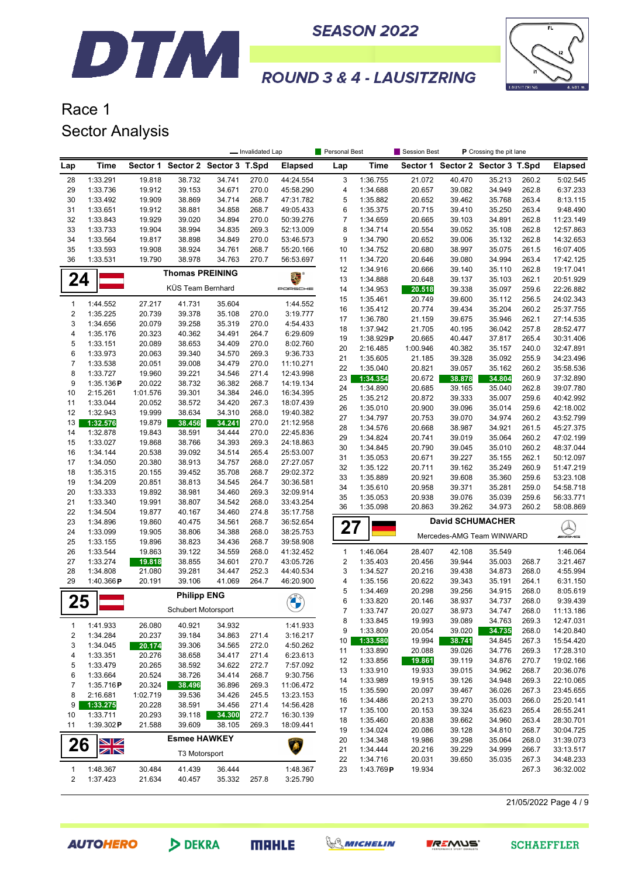# Race 1
## Sector Analysis

— Invalidated Lap | Personal Best | Session Best | P Crossing the pit lane

| Lap | Time | Sector 1 | Sector 2 | Sector 3 | T.Spd | Elapsed |
|---|---|---|---|---|---|---|
| 28 | 1:33.291 | 19.818 | 38.732 | 34.741 | 270.0 | 44:24.554 |
| 29 | 1:33.736 | 19.912 | 39.153 | 34.671 | 270.0 | 45:58.290 |
| 30 | 1:33.492 | 19.909 | 38.869 | 34.714 | 268.7 | 47:31.782 |
| 31 | 1:33.651 | 19.912 | 38.881 | 34.858 | 268.7 | 49:05.433 |
| 32 | 1:33.843 | 19.929 | 39.020 | 34.894 | 270.0 | 50:39.276 |
| 33 | 1:33.733 | 19.904 | 38.994 | 34.835 | 269.3 | 52:13.009 |
| 34 | 1:33.564 | 19.817 | 38.898 | 34.849 | 270.0 | 53:46.573 |
| 35 | 1:33.593 | 19.908 | 38.924 | 34.761 | 268.7 | 55:20.166 |
| 36 | 1:33.531 | 19.790 | 38.978 | 34.763 | 270.7 | 56:53.697 |

### 24 Thomas PREINING — KÜS Team Bernhard (Porsche)

| Lap | Time | Sector 1 | Sector 2 | Sector 3 | T.Spd | Elapsed |
|---|---|---|---|---|---|---|
| 1 | 1:44.552 | 27.217 | 41.731 | 35.604 | | 1:44.552 |
| 2 | 1:35.225 | 20.739 | 39.378 | 35.108 | 270.0 | 3:19.777 |
| 3 | 1:34.656 | 20.079 | 39.258 | 35.319 | 270.0 | 4:54.433 |
| 4 | 1:35.176 | 20.323 | 40.362 | 34.491 | 264.7 | 6:29.609 |
| 5 | 1:33.151 | 20.089 | 38.653 | 34.409 | 270.0 | 8:02.760 |
| 6 | 1:33.973 | 20.063 | 39.340 | 34.570 | 269.3 | 9:36.733 |
| 7 | 1:33.538 | 20.051 | 39.008 | 34.479 | 270.0 | 11:10.271 |
| 8 | 1:33.727 | 19.960 | 39.221 | 34.546 | 271.4 | 12:43.998 |
| 9 | 1:35.136 P | 20.022 | 38.732 | 36.382 | 268.7 | 14:19.134 |
| 10 | 2:15.261 | 1:01.576 | 39.301 | 34.384 | 246.0 | 16:34.395 |
| 11 | 1:33.044 | 20.052 | 38.572 | 34.420 | 267.3 | 18:07.439 |
| 12 | 1:32.943 | 19.999 | 38.634 | 34.310 | 268.0 | 19:40.382 |
| 13 | 1:32.576 | 19.879 | 38.456 | 34.241 | 270.0 | 21:12.958 |
| 14 | 1:32.878 | 19.843 | 38.591 | 34.444 | 270.0 | 22:45.836 |
| 15 | 1:33.027 | 19.868 | 38.766 | 34.393 | 269.3 | 24:18.863 |
| 16 | 1:34.144 | 20.538 | 39.092 | 34.514 | 265.4 | 25:53.007 |
| 17 | 1:34.050 | 20.380 | 38.913 | 34.757 | 268.0 | 27:27.057 |
| 18 | 1:35.315 | 20.155 | 39.452 | 35.708 | 268.7 | 29:02.372 |
| 19 | 1:34.209 | 20.851 | 38.813 | 34.545 | 264.7 | 30:36.581 |
| 20 | 1:33.333 | 19.892 | 38.981 | 34.460 | 269.3 | 32:09.914 |
| 21 | 1:33.340 | 19.991 | 38.807 | 34.542 | 268.0 | 33:43.254 |
| 22 | 1:34.504 | 19.877 | 40.167 | 34.460 | 274.8 | 35:17.758 |
| 23 | 1:34.896 | 19.860 | 40.475 | 34.561 | 268.7 | 36:52.654 |
| 24 | 1:33.099 | 19.905 | 38.806 | 34.388 | 268.0 | 38:25.753 |
| 25 | 1:33.155 | 19.896 | 38.823 | 34.436 | 268.7 | 39:58.908 |
| 26 | 1:33.544 | 19.863 | 39.122 | 34.559 | 268.0 | 41:32.452 |
| 27 | 1:33.274 | 19.818 | 38.855 | 34.601 | 270.7 | 43:05.726 |
| 28 | 1:34.808 | 21.080 | 39.281 | 34.447 | 252.3 | 44:40.534 |
| 29 | 1:40.366 P | 20.191 | 39.106 | 41.069 | 264.7 | 46:20.900 |

### 25 Philipp ENG — Schubert Motorsport (BMW)

| Lap | Time | Sector 1 | Sector 2 | Sector 3 | T.Spd | Elapsed |
|---|---|---|---|---|---|---|
| 1 | 1:41.933 | 26.080 | 40.921 | 34.932 | | 1:41.933 |
| 2 | 1:34.284 | 20.237 | 39.184 | 34.863 | 271.4 | 3:16.217 |
| 3 | 1:34.045 | 20.174 | 39.306 | 34.565 | 272.0 | 4:50.262 |
| 4 | 1:33.351 | 20.276 | 38.658 | 34.417 | 271.4 | 6:23.613 |
| 5 | 1:33.479 | 20.265 | 38.592 | 34.622 | 272.7 | 7:57.092 |
| 6 | 1:33.664 | 20.524 | 38.726 | 34.414 | 268.7 | 9:30.756 |
| 7 | 1:35.716 P | 20.324 | 38.496 | 36.896 | 269.3 | 11:06.472 |
| 8 | 2:16.681 | 1:02.719 | 39.536 | 34.426 | 245.5 | 13:23.153 |
| 9 | 1:33.275 | 20.228 | 38.591 | 34.456 | 271.4 | 14:56.428 |
| 10 | 1:33.711 | 20.293 | 39.118 | 34.300 | 272.7 | 16:30.139 |
| 11 | 1:39.302 P | 21.588 | 39.609 | 38.105 | 269.3 | 18:09.441 |

### 26 Esmee HAWKEY — T3 Motorsport (Lamborghini)

| Lap | Time | Sector 1 | Sector 2 | Sector 3 | T.Spd | Elapsed |
|---|---|---|---|---|---|---|
| 1 | 1:48.367 | 30.484 | 41.439 | 36.444 | | 1:48.367 |
| 2 | 1:37.423 | 21.634 | 40.457 | 35.332 | 257.8 | 3:25.790 |
| 3 | 1:36.755 | 21.072 | 40.470 | 35.213 | 260.2 | 5:02.545 |
| 4 | 1:34.688 | 20.657 | 39.082 | 34.949 | 262.8 | 6:37.233 |
| 5 | 1:35.882 | 20.652 | 39.462 | 35.768 | 263.4 | 8:13.115 |
| 6 | 1:35.375 | 20.715 | 39.410 | 35.250 | 263.4 | 9:48.490 |
| 7 | 1:34.659 | 20.665 | 39.103 | 34.891 | 262.8 | 11:23.149 |
| 8 | 1:34.714 | 20.554 | 39.052 | 35.108 | 262.8 | 12:57.863 |
| 9 | 1:34.790 | 20.652 | 39.006 | 35.132 | 262.8 | 14:32.653 |
| 10 | 1:34.752 | 20.680 | 38.997 | 35.075 | 261.5 | 16:07.405 |
| 11 | 1:34.720 | 20.646 | 39.080 | 34.994 | 263.4 | 17:42.125 |
| 12 | 1:34.916 | 20.666 | 39.140 | 35.110 | 262.8 | 19:17.041 |
| 13 | 1:34.888 | 20.648 | 39.137 | 35.103 | 262.1 | 20:51.929 |
| 14 | 1:34.953 | 20.518 | 39.338 | 35.097 | 259.6 | 22:26.882 |
| 15 | 1:35.461 | 20.749 | 39.600 | 35.112 | 256.5 | 24:02.343 |
| 16 | 1:35.412 | 20.774 | 39.434 | 35.204 | 260.2 | 25:37.755 |
| 17 | 1:36.780 | 21.159 | 39.675 | 35.946 | 262.1 | 27:14.535 |
| 18 | 1:37.942 | 20.195 | 40.195 | 36.042 | 257.8 | 28:52.477 |
| 19 | 1:38.929 P | 20.665 | 40.447 | 37.817 | 265.4 | 30:31.406 |
| 20 | 2:16.485 | 1:00.946 | 40.382 | 35.157 | 240.0 | 32:47.891 |
| 21 | 1:35.605 | 21.185 | 39.328 | 35.092 | 255.9 | 34:23.496 |
| 22 | 1:35.040 | 20.821 | 39.057 | 35.162 | 260.2 | 35:58.536 |
| 23 | 1:34.354 | 20.672 | 38.878 | 34.804 | 260.9 | 37:32.890 |
| 24 | 1:34.890 | 20.685 | 39.165 | 35.040 | 262.8 | 39:07.780 |
| 25 | 1:35.212 | 20.872 | 39.333 | 35.007 | 259.6 | 40:42.992 |
| 26 | 1:35.010 | 20.900 | 39.096 | 35.014 | 259.6 | 42:18.002 |
| 27 | 1:34.797 | 20.753 | 39.070 | 34.974 | 260.2 | 43:52.799 |
| 28 | 1:34.576 | 20.668 | 38.987 | 34.921 | 261.5 | 45:27.375 |
| 29 | 1:34.824 | 20.741 | 39.019 | 35.064 | 260.2 | 47:02.199 |
| 30 | 1:34.845 | 20.790 | 39.045 | 35.010 | 260.2 | 48:37.044 |
| 31 | 1:35.053 | 20.671 | 39.227 | 35.155 | 262.1 | 50:12.097 |
| 32 | 1:35.122 | 20.711 | 39.162 | 35.249 | 260.9 | 51:47.219 |
| 33 | 1:35.889 | 20.921 | 39.608 | 35.360 | 259.6 | 53:23.108 |
| 34 | 1:35.610 | 20.958 | 39.371 | 35.281 | 259.0 | 54:58.718 |
| 35 | 1:35.053 | 20.938 | 39.076 | 35.039 | 259.6 | 56:33.771 |
| 36 | 1:35.098 | 20.863 | 39.262 | 34.973 | 260.2 | 58:08.869 |

### 27 David SCHUMACHER — Mercedes-AMG Team WINWARD

| Lap | Time | Sector 1 | Sector 2 | Sector 3 | T.Spd | Elapsed |
|---|---|---|---|---|---|---|
| 1 | 1:46.064 | 28.407 | 42.108 | 35.549 | | 1:46.064 |
| 2 | 1:35.403 | 20.456 | 39.944 | 35.003 | 268.7 | 3:21.467 |
| 3 | 1:34.527 | 20.216 | 39.438 | 34.873 | 268.0 | 4:55.994 |
| 4 | 1:35.156 | 20.622 | 39.343 | 35.191 | 264.1 | 6:31.150 |
| 5 | 1:34.469 | 20.298 | 39.256 | 34.915 | 268.0 | 8:05.619 |
| 6 | 1:33.820 | 20.146 | 38.937 | 34.737 | 268.0 | 9:39.439 |
| 7 | 1:33.747 | 20.027 | 38.973 | 34.747 | 268.0 | 11:13.186 |
| 8 | 1:33.845 | 19.993 | 39.089 | 34.763 | 269.3 | 12:47.031 |
| 9 | 1:33.809 | 20.054 | 39.020 | 34.735 | 268.0 | 14:20.840 |
| 10 | 1:33.580 | 19.994 | 38.741 | 34.845 | 267.3 | 15:54.420 |
| 11 | 1:33.890 | 20.088 | 39.026 | 34.776 | 269.3 | 17:28.310 |
| 12 | 1:33.856 | 19.861 | 39.119 | 34.876 | 270.7 | 19:02.166 |
| 13 | 1:33.910 | 19.933 | 39.015 | 34.962 | 268.7 | 20:36.076 |
| 14 | 1:33.989 | 19.915 | 39.126 | 34.948 | 269.3 | 22:10.065 |
| 15 | 1:35.590 | 20.097 | 39.467 | 36.026 | 267.3 | 23:45.655 |
| 16 | 1:34.486 | 20.213 | 39.270 | 35.003 | 266.0 | 25:20.141 |
| 17 | 1:35.100 | 20.153 | 39.324 | 35.623 | 265.4 | 26:55.241 |
| 18 | 1:35.460 | 20.838 | 39.662 | 34.960 | 263.4 | 28:30.701 |
| 19 | 1:34.024 | 20.086 | 39.128 | 34.810 | 268.7 | 30:04.725 |
| 20 | 1:34.348 | 19.986 | 39.298 | 35.064 | 268.0 | 31:39.073 |
| 21 | 1:34.444 | 20.216 | 39.229 | 34.999 | 266.7 | 33:13.517 |
| 22 | 1:34.716 | 20.031 | 39.650 | 35.035 | 267.3 | 34:48.233 |
| 23 | 1:43.769 P | 19.934 | | | 267.3 | 36:32.002 |

21/05/2022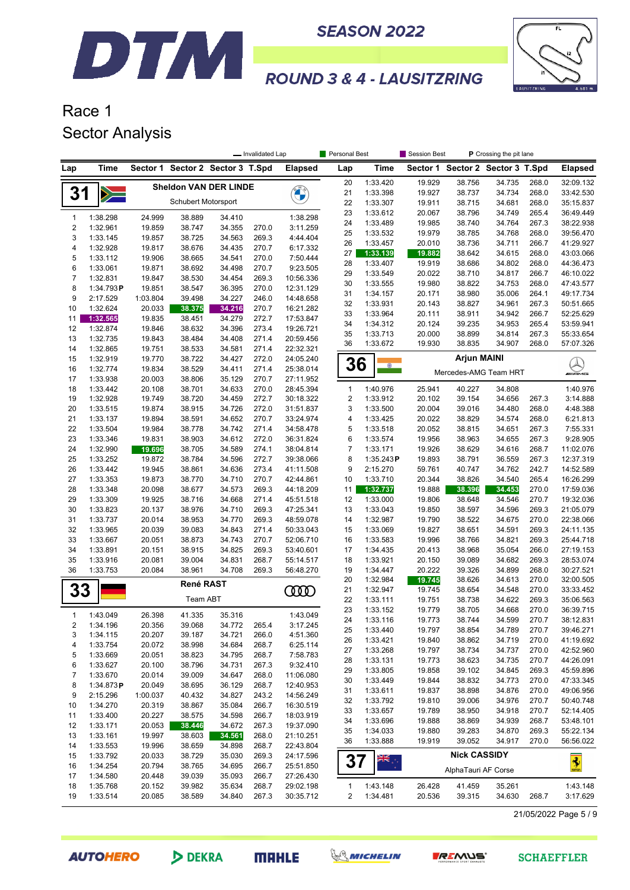# DTM SEASON 2022

## ROUND 3 & 4 - LAUSITZRING

# Race 1
## Sector Analysis

Legend: Invalidated Lap | Personal Best | Session Best | P Crossing the pit lane

### 31 Sheldon VAN DER LINDE — Schubert Motorsport

| Lap | Time | Sector 1 | Sector 2 | Sector 3 | T.Spd | Elapsed |
|---|---|---|---|---|---|---|
| 1 | 1:38.298 | 24.999 | 38.889 | 34.410 | | 1:38.298 |
| 2 | 1:32.961 | 19.859 | 38.747 | 34.355 | 270.0 | 3:11.259 |
| 3 | 1:33.145 | 19.857 | 38.725 | 34.563 | 269.3 | 4:44.404 |
| 4 | 1:32.928 | 19.817 | 38.676 | 34.435 | 270.7 | 6:17.332 |
| 5 | 1:33.112 | 19.906 | 38.665 | 34.541 | 270.0 | 7:50.444 |
| 6 | 1:33.061 | 19.871 | 38.692 | 34.498 | 270.7 | 9:23.505 |
| 7 | 1:32.831 | 19.847 | 38.530 | 34.454 | 269.3 | 10:56.336 |
| 8 | 1:34.793 P | 19.851 | 38.547 | 36.395 | 270.0 | 12:31.129 |
| 9 | 2:17.529 | 1:03.804 | 39.498 | 34.227 | 246.0 | 14:48.658 |
| 10 | 1:32.624 | 20.033 | 38.375 | 34.216 | 270.7 | 16:21.282 |
| 11 | 1:32.565 | 19.835 | 38.451 | 34.279 | 272.7 | 17:53.847 |
| 12 | 1:32.874 | 19.846 | 38.632 | 34.396 | 273.4 | 19:26.721 |
| 13 | 1:32.735 | 19.843 | 38.484 | 34.408 | 271.4 | 20:59.456 |
| 14 | 1:32.865 | 19.751 | 38.533 | 34.581 | 271.4 | 22:32.321 |
| 15 | 1:32.919 | 19.770 | 38.722 | 34.427 | 272.0 | 24:05.240 |
| 16 | 1:32.774 | 19.834 | 38.529 | 34.411 | 271.4 | 25:38.014 |
| 17 | 1:33.938 | 20.003 | 38.806 | 35.129 | 270.7 | 27:11.952 |
| 18 | 1:33.442 | 20.108 | 38.701 | 34.633 | 270.0 | 28:45.394 |
| 19 | 1:32.928 | 19.749 | 38.720 | 34.459 | 272.7 | 30:18.322 |
| 20 | 1:33.515 | 19.874 | 38.915 | 34.726 | 272.0 | 31:51.837 |
| 21 | 1:33.137 | 19.894 | 38.591 | 34.652 | 270.7 | 33:24.974 |
| 22 | 1:33.504 | 19.984 | 38.778 | 34.742 | 271.4 | 34:58.478 |
| 23 | 1:33.346 | 19.831 | 38.903 | 34.612 | 272.0 | 36:31.824 |
| 24 | 1:32.990 | 19.696 | 38.705 | 34.589 | 274.1 | 38:04.814 |
| 25 | 1:33.252 | 19.872 | 38.784 | 34.596 | 272.7 | 39:38.066 |
| 26 | 1:33.442 | 19.945 | 38.861 | 34.636 | 273.4 | 41:11.508 |
| 27 | 1:33.353 | 19.873 | 38.770 | 34.710 | 270.7 | 42:44.861 |
| 28 | 1:33.348 | 20.098 | 38.677 | 34.573 | 269.3 | 44:18.209 |
| 29 | 1:33.309 | 19.925 | 38.716 | 34.668 | 271.4 | 45:51.518 |
| 30 | 1:33.823 | 20.137 | 38.976 | 34.710 | 269.3 | 47:25.341 |
| 31 | 1:33.737 | 20.014 | 38.953 | 34.770 | 269.3 | 48:59.078 |
| 32 | 1:33.965 | 20.039 | 39.083 | 34.843 | 271.4 | 50:33.043 |
| 33 | 1:33.667 | 20.051 | 38.873 | 34.743 | 270.7 | 52:06.710 |
| 34 | 1:33.891 | 20.151 | 38.915 | 34.825 | 269.3 | 53:40.601 |
| 35 | 1:33.916 | 20.081 | 39.004 | 34.831 | 268.7 | 55:14.517 |
| 36 | 1:33.753 | 20.084 | 38.961 | 34.708 | 269.3 | 56:48.270 |

### 33 René RAST — Team ABT

| Lap | Time | Sector 1 | Sector 2 | Sector 3 | T.Spd | Elapsed |
|---|---|---|---|---|---|---|
| 1 | 1:43.049 | 26.398 | 41.335 | 35.316 | | 1:43.049 |
| 2 | 1:34.196 | 20.356 | 39.068 | 34.772 | 265.4 | 3:17.245 |
| 3 | 1:34.115 | 20.207 | 39.187 | 34.721 | 266.0 | 4:51.360 |
| 4 | 1:33.754 | 20.072 | 38.998 | 34.684 | 268.7 | 6:25.114 |
| 5 | 1:33.669 | 20.051 | 38.823 | 34.795 | 268.7 | 7:58.783 |
| 6 | 1:33.627 | 20.100 | 38.796 | 34.731 | 267.3 | 9:32.410 |
| 7 | 1:33.670 | 20.014 | 39.009 | 34.647 | 268.0 | 11:06.080 |
| 8 | 1:34.873 P | 20.049 | 38.695 | 36.129 | 268.7 | 12:40.953 |
| 9 | 2:15.296 | 1:00.037 | 40.432 | 34.827 | 243.2 | 14:56.249 |
| 10 | 1:34.270 | 20.319 | 38.867 | 35.084 | 266.7 | 16:30.519 |
| 11 | 1:33.400 | 20.227 | 38.575 | 34.598 | 266.7 | 18:03.919 |
| 12 | 1:33.171 | 20.053 | 38.446 | 34.672 | 267.3 | 19:37.090 |
| 13 | 1:33.161 | 19.997 | 38.603 | 34.561 | 268.0 | 21:10.251 |
| 14 | 1:33.553 | 19.996 | 38.659 | 34.898 | 268.7 | 22:43.804 |
| 15 | 1:33.792 | 20.033 | 38.729 | 35.030 | 269.3 | 24:17.596 |
| 16 | 1:34.254 | 20.794 | 38.765 | 34.695 | 266.7 | 25:51.850 |
| 17 | 1:34.580 | 20.448 | 39.039 | 35.093 | 266.7 | 27:26.430 |
| 18 | 1:35.768 | 20.152 | 39.982 | 35.634 | 268.7 | 29:02.198 |
| 19 | 1:33.514 | 20.085 | 38.589 | 34.840 | 267.3 | 30:35.712 |
| 20 | 1:33.420 | 19.929 | 38.756 | 34.735 | 268.0 | 32:09.132 |
| 21 | 1:33.398 | 19.927 | 38.737 | 34.734 | 268.0 | 33:42.530 |
| 22 | 1:33.307 | 19.911 | 38.715 | 34.681 | 268.0 | 35:15.837 |
| 23 | 1:33.612 | 20.067 | 38.796 | 34.749 | 265.4 | 36:49.449 |
| 24 | 1:33.489 | 19.985 | 38.740 | 34.764 | 267.3 | 38:22.938 |
| 25 | 1:33.532 | 19.979 | 38.785 | 34.768 | 268.0 | 39:56.470 |
| 26 | 1:33.457 | 20.010 | 38.736 | 34.711 | 266.7 | 41:29.927 |
| 27 | 1:33.139 | 19.882 | 38.642 | 34.615 | 268.0 | 43:03.066 |
| 28 | 1:33.407 | 19.919 | 38.686 | 34.802 | 268.0 | 44:36.473 |
| 29 | 1:33.549 | 20.022 | 38.710 | 34.817 | 266.7 | 46:10.022 |
| 30 | 1:33.555 | 19.980 | 38.822 | 34.753 | 268.0 | 47:43.577 |
| 31 | 1:34.157 | 20.171 | 38.980 | 35.006 | 264.1 | 49:17.734 |
| 32 | 1:33.931 | 20.143 | 38.827 | 34.961 | 267.3 | 50:51.665 |
| 33 | 1:33.964 | 20.111 | 38.911 | 34.942 | 266.7 | 52:25.629 |
| 34 | 1:34.312 | 20.124 | 39.235 | 34.953 | 265.4 | 53:59.941 |
| 35 | 1:33.713 | 20.000 | 38.899 | 34.814 | 267.3 | 55:33.654 |
| 36 | 1:33.672 | 19.930 | 38.835 | 34.907 | 268.0 | 57:07.326 |

### 36 Arjun MAINI — Mercedes-AMG Team HRT

| Lap | Time | Sector 1 | Sector 2 | Sector 3 | T.Spd | Elapsed |
|---|---|---|---|---|---|---|
| 1 | 1:40.976 | 25.941 | 40.227 | 34.808 | | 1:40.976 |
| 2 | 1:33.912 | 20.102 | 39.154 | 34.656 | 267.3 | 3:14.888 |
| 3 | 1:33.500 | 20.004 | 39.016 | 34.480 | 268.0 | 4:48.388 |
| 4 | 1:33.425 | 20.022 | 38.829 | 34.574 | 268.0 | 6:21.813 |
| 5 | 1:33.518 | 20.052 | 38.815 | 34.651 | 267.3 | 7:55.331 |
| 6 | 1:33.574 | 19.956 | 38.963 | 34.655 | 267.3 | 9:28.905 |
| 7 | 1:33.171 | 19.926 | 38.629 | 34.616 | 268.7 | 11:02.076 |
| 8 | 1:35.243 P | 19.893 | 38.791 | 36.559 | 267.3 | 12:37.319 |
| 9 | 2:15.270 | 59.761 | 40.747 | 34.762 | 242.7 | 14:52.589 |
| 10 | 1:33.710 | 20.344 | 38.826 | 34.540 | 265.4 | 16:26.299 |
| 11 | 1:32.737 | 19.888 | 38.396 | 34.453 | 270.0 | 17:59.036 |
| 12 | 1:33.000 | 19.806 | 38.648 | 34.546 | 270.7 | 19:32.036 |
| 13 | 1:33.043 | 19.850 | 38.597 | 34.596 | 269.3 | 21:05.079 |
| 14 | 1:32.987 | 19.790 | 38.522 | 34.675 | 270.0 | 22:38.066 |
| 15 | 1:33.069 | 19.827 | 38.651 | 34.591 | 269.3 | 24:11.135 |
| 16 | 1:33.583 | 19.996 | 38.766 | 34.821 | 269.3 | 25:44.718 |
| 17 | 1:34.435 | 20.413 | 38.968 | 35.054 | 266.0 | 27:19.153 |
| 18 | 1:33.921 | 20.150 | 39.089 | 34.682 | 269.3 | 28:53.074 |
| 19 | 1:34.447 | 20.222 | 39.326 | 34.899 | 266.0 | 30:27.521 |
| 20 | 1:32.984 | 19.745 | 38.626 | 34.613 | 270.0 | 32:00.505 |
| 21 | 1:32.947 | 19.745 | 38.654 | 34.548 | 270.0 | 33:33.452 |
| 22 | 1:33.111 | 19.751 | 38.738 | 34.622 | 269.3 | 35:06.563 |
| 23 | 1:33.152 | 19.779 | 38.705 | 34.668 | 270.0 | 36:39.715 |
| 24 | 1:33.116 | 19.773 | 38.744 | 34.599 | 270.7 | 38:12.831 |
| 25 | 1:33.440 | 19.797 | 38.854 | 34.789 | 270.7 | 39:46.271 |
| 26 | 1:33.421 | 19.840 | 38.862 | 34.719 | 270.0 | 41:19.692 |
| 27 | 1:33.268 | 19.797 | 38.734 | 34.737 | 270.0 | 42:52.960 |
| 28 | 1:33.131 | 19.773 | 38.623 | 34.735 | 270.7 | 44:26.091 |
| 29 | 1:33.805 | 19.858 | 39.102 | 34.845 | 269.3 | 45:59.896 |
| 30 | 1:33.449 | 19.844 | 38.832 | 34.773 | 270.0 | 47:33.345 |
| 31 | 1:33.611 | 19.837 | 38.898 | 34.876 | 270.0 | 49:06.956 |
| 32 | 1:33.792 | 19.810 | 39.006 | 34.976 | 270.7 | 50:40.748 |
| 33 | 1:33.657 | 19.789 | 38.950 | 34.918 | 270.7 | 52:14.405 |
| 34 | 1:33.696 | 19.888 | 38.869 | 34.939 | 268.7 | 53:48.101 |
| 35 | 1:34.033 | 19.880 | 39.283 | 34.870 | 269.3 | 55:22.134 |
| 36 | 1:33.888 | 19.919 | 39.052 | 34.917 | 270.0 | 56:56.022 |

### 37 Nick CASSIDY — AlphaTauri AF Corse

| Lap | Time | Sector 1 | Sector 2 | Sector 3 | T.Spd | Elapsed |
|---|---|---|---|---|---|---|
| 1 | 1:43.148 | 26.428 | 41.459 | 35.261 | | 1:43.148 |
| 2 | 1:34.481 | 20.536 | 39.315 | 34.630 | 268.7 | 3:17.629 |

21/05/2022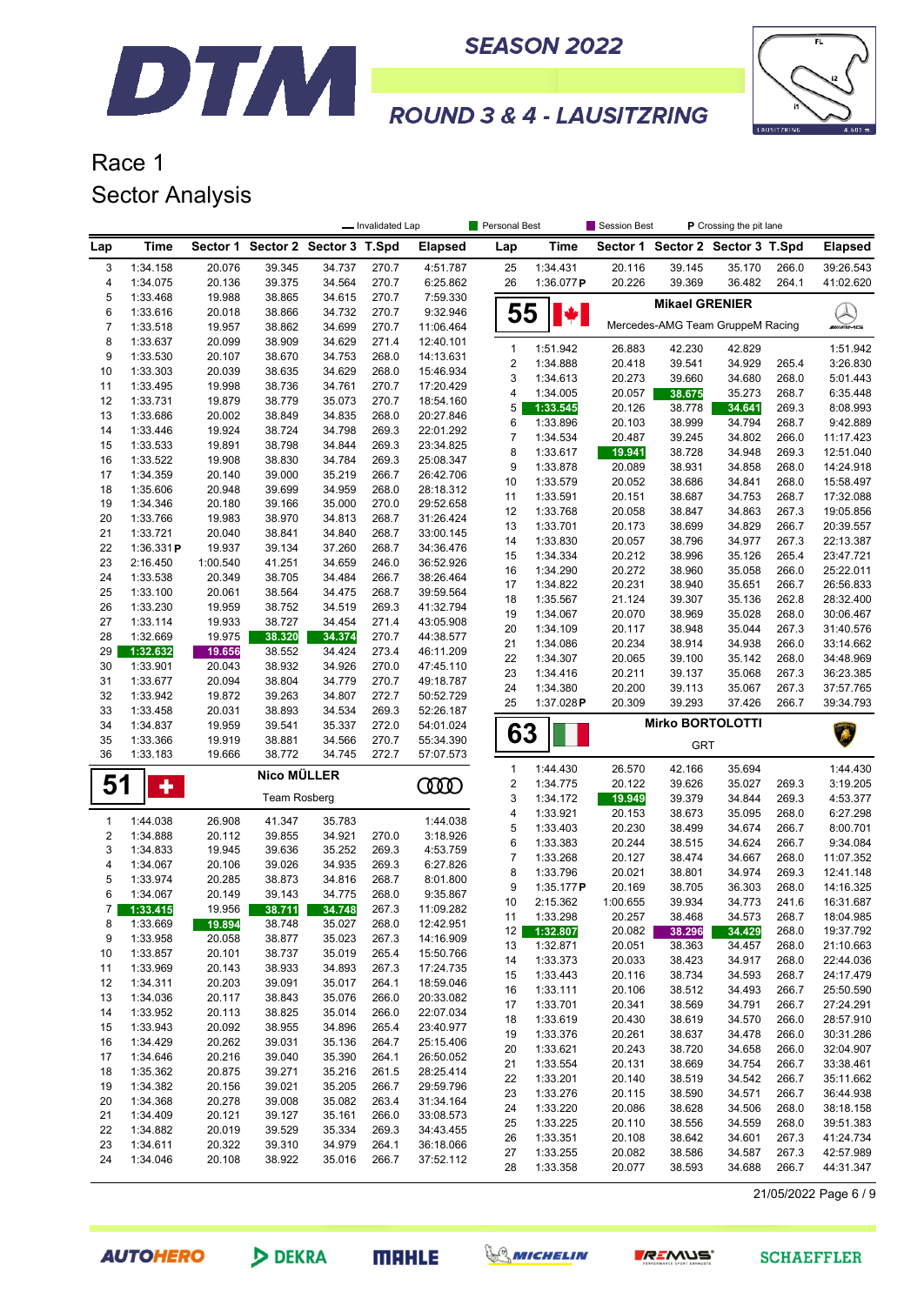# SEASON 2022

## ROUND 3 & 4 - LAUSITZRING

# Race 1

## Sector Analysis

— Invalidated Lap | Personal Best | Session Best | P Crossing the pit lane

| Lap | Time | Sector 1 | Sector 2 | Sector 3 | T.Spd | Elapsed |
|---|---|---|---|---|---|---|
| 3 | 1:34.158 | 20.076 | 39.345 | 34.737 | 270.7 | 4:51.787 |
| 4 | 1:34.075 | 20.136 | 39.375 | 34.564 | 270.7 | 6:25.862 |
| 5 | 1:33.468 | 19.988 | 38.865 | 34.615 | 270.7 | 7:59.330 |
| 6 | 1:33.616 | 20.018 | 38.866 | 34.732 | 270.7 | 9:32.946 |
| 7 | 1:33.518 | 19.957 | 38.862 | 34.699 | 270.7 | 11:06.464 |
| 8 | 1:33.637 | 20.099 | 38.909 | 34.629 | 271.4 | 12:40.101 |
| 9 | 1:33.530 | 20.107 | 38.670 | 34.753 | 268.0 | 14:13.631 |
| 10 | 1:33.303 | 20.039 | 38.635 | 34.629 | 268.0 | 15:46.934 |
| 11 | 1:33.495 | 19.998 | 38.736 | 34.761 | 270.7 | 17:20.429 |
| 12 | 1:33.731 | 19.879 | 38.779 | 35.073 | 270.7 | 18:54.160 |
| 13 | 1:33.686 | 20.002 | 38.849 | 34.835 | 268.0 | 20:27.846 |
| 14 | 1:33.446 | 19.924 | 38.724 | 34.798 | 269.3 | 22:01.292 |
| 15 | 1:33.533 | 19.891 | 38.798 | 34.844 | 269.3 | 23:34.825 |
| 16 | 1:33.522 | 19.908 | 38.830 | 34.784 | 269.3 | 25:08.347 |
| 17 | 1:34.359 | 20.140 | 39.000 | 35.219 | 266.7 | 26:42.706 |
| 18 | 1:35.606 | 20.948 | 39.699 | 34.959 | 268.0 | 28:18.312 |
| 19 | 1:34.346 | 20.180 | 39.166 | 35.000 | 270.0 | 29:52.658 |
| 20 | 1:33.766 | 19.983 | 38.970 | 34.813 | 268.7 | 31:26.424 |
| 21 | 1:33.721 | 20.040 | 38.841 | 34.840 | 268.7 | 33:00.145 |
| 22 | 1:36.331 P | 19.937 | 39.134 | 37.260 | 268.7 | 34:36.476 |
| 23 | 2:16.450 | 1:00.540 | 41.251 | 34.659 | 246.0 | 36:52.926 |
| 24 | 1:33.538 | 20.349 | 38.705 | 34.484 | 266.7 | 38:26.464 |
| 25 | 1:33.100 | 20.061 | 38.564 | 34.475 | 268.7 | 39:59.564 |
| 26 | 1:33.230 | 19.959 | 38.752 | 34.519 | 269.3 | 41:32.794 |
| 27 | 1:33.114 | 19.933 | 38.727 | 34.454 | 271.4 | 43:05.908 |
| 28 | 1:32.669 | 19.975 | 38.320 | 34.374 | 270.7 | 44:38.577 |
| 29 | 1:32.632 | 19.656 | 38.552 | 34.424 | 273.4 | 46:11.209 |
| 30 | 1:33.901 | 20.043 | 38.932 | 34.926 | 270.0 | 47:45.110 |
| 31 | 1:33.677 | 20.094 | 38.804 | 34.779 | 270.7 | 49:18.787 |
| 32 | 1:33.942 | 19.872 | 39.263 | 34.807 | 272.7 | 50:52.729 |
| 33 | 1:33.458 | 20.031 | 38.893 | 34.534 | 269.3 | 52:26.187 |
| 34 | 1:34.837 | 19.959 | 39.541 | 35.337 | 272.0 | 54:01.024 |
| 35 | 1:33.366 | 19.919 | 38.881 | 34.566 | 270.7 | 55:34.390 |
| 36 | 1:33.183 | 19.666 | 38.772 | 34.745 | 272.7 | 57:07.573 |

### 51 Nico MÜLLER — Team Rosberg

| Lap | Time | Sector 1 | Sector 2 | Sector 3 | T.Spd | Elapsed |
|---|---|---|---|---|---|---|
| 1 | 1:44.038 | 26.908 | 41.347 | 35.783 | | 1:44.038 |
| 2 | 1:34.888 | 20.112 | 39.855 | 34.921 | 270.0 | 3:18.926 |
| 3 | 1:34.833 | 19.945 | 39.636 | 35.252 | 269.3 | 4:53.759 |
| 4 | 1:34.067 | 20.106 | 39.026 | 34.935 | 269.3 | 6:27.826 |
| 5 | 1:33.974 | 20.285 | 38.873 | 34.816 | 268.7 | 8:01.800 |
| 6 | 1:34.067 | 20.149 | 39.143 | 34.775 | 268.0 | 9:35.867 |
| 7 | 1:33.415 | 19.956 | 38.711 | 34.748 | 267.3 | 11:09.282 |
| 8 | 1:33.669 | 19.894 | 38.748 | 35.027 | 268.0 | 12:42.951 |
| 9 | 1:33.958 | 20.058 | 38.877 | 35.023 | 267.3 | 14:16.909 |
| 10 | 1:33.857 | 20.101 | 38.737 | 35.019 | 265.4 | 15:50.766 |
| 11 | 1:33.969 | 20.143 | 38.933 | 34.893 | 267.3 | 17:24.735 |
| 12 | 1:34.311 | 20.203 | 39.091 | 35.017 | 264.1 | 18:59.046 |
| 13 | 1:34.036 | 20.117 | 38.843 | 35.076 | 266.0 | 20:33.082 |
| 14 | 1:33.952 | 20.113 | 38.825 | 35.014 | 266.0 | 22:07.034 |
| 15 | 1:33.943 | 20.092 | 38.955 | 34.896 | 265.4 | 23:40.977 |
| 16 | 1:34.429 | 20.262 | 39.031 | 35.136 | 264.7 | 25:15.406 |
| 17 | 1:34.646 | 20.216 | 39.040 | 35.390 | 264.1 | 26:50.052 |
| 18 | 1:35.362 | 20.875 | 39.271 | 35.216 | 261.5 | 28:25.414 |
| 19 | 1:34.382 | 20.156 | 39.021 | 35.205 | 266.7 | 29:59.796 |
| 20 | 1:34.368 | 20.278 | 39.008 | 35.082 | 263.4 | 31:34.164 |
| 21 | 1:34.409 | 20.121 | 39.127 | 35.161 | 266.0 | 33:08.573 |
| 22 | 1:34.882 | 20.019 | 39.529 | 35.334 | 269.3 | 34:43.455 |
| 23 | 1:34.611 | 20.322 | 39.310 | 34.979 | 264.1 | 36:18.066 |
| 24 | 1:34.046 | 20.108 | 38.922 | 35.016 | 266.7 | 37:52.112 |
| 25 | 1:34.431 | 20.116 | 39.145 | 35.170 | 266.0 | 39:26.543 |
| 26 | 1:36.077 P | 20.226 | 39.369 | 36.482 | 264.1 | 41:02.620 |

### 55 Mikael GRENIER — Mercedes-AMG Team GruppeM Racing

| Lap | Time | Sector 1 | Sector 2 | Sector 3 | T.Spd | Elapsed |
|---|---|---|---|---|---|---|
| 1 | 1:51.942 | 26.883 | 42.230 | 42.829 | | 1:51.942 |
| 2 | 1:34.888 | 20.418 | 39.541 | 34.929 | 265.4 | 3:26.830 |
| 3 | 1:34.613 | 20.273 | 39.660 | 34.680 | 268.0 | 5:01.443 |
| 4 | 1:34.005 | 20.057 | 38.675 | 35.273 | 268.7 | 6:35.448 |
| 5 | 1:33.545 | 20.126 | 38.778 | 34.641 | 269.3 | 8:08.993 |
| 6 | 1:33.896 | 20.103 | 38.999 | 34.794 | 268.7 | 9:42.889 |
| 7 | 1:34.534 | 20.487 | 39.245 | 34.802 | 266.0 | 11:17.423 |
| 8 | 1:33.617 | 19.941 | 38.728 | 34.948 | 269.3 | 12:51.040 |
| 9 | 1:33.878 | 20.089 | 38.931 | 34.858 | 268.0 | 14:24.918 |
| 10 | 1:33.579 | 20.052 | 38.686 | 34.841 | 268.0 | 15:58.497 |
| 11 | 1:33.591 | 20.151 | 38.687 | 34.753 | 268.7 | 17:32.088 |
| 12 | 1:33.768 | 20.058 | 38.847 | 34.863 | 267.3 | 19:05.856 |
| 13 | 1:33.701 | 20.173 | 38.699 | 34.829 | 266.7 | 20:39.557 |
| 14 | 1:33.830 | 20.057 | 38.796 | 34.977 | 267.3 | 22:13.387 |
| 15 | 1:34.334 | 20.212 | 38.996 | 35.126 | 265.4 | 23:47.721 |
| 16 | 1:34.290 | 20.272 | 38.960 | 35.058 | 266.0 | 25:22.011 |
| 17 | 1:34.822 | 20.231 | 38.940 | 35.651 | 266.7 | 26:56.833 |
| 18 | 1:35.567 | 21.124 | 39.307 | 35.136 | 262.8 | 28:32.400 |
| 19 | 1:34.067 | 20.070 | 38.969 | 35.028 | 268.0 | 30:06.467 |
| 20 | 1:34.109 | 20.117 | 38.948 | 35.044 | 267.3 | 31:40.576 |
| 21 | 1:34.086 | 20.234 | 38.914 | 34.938 | 266.0 | 33:14.662 |
| 22 | 1:34.307 | 20.065 | 39.100 | 35.142 | 268.0 | 34:48.969 |
| 23 | 1:34.416 | 20.211 | 39.137 | 35.068 | 267.3 | 36:23.385 |
| 24 | 1:34.380 | 20.200 | 39.113 | 35.067 | 267.3 | 37:57.765 |
| 25 | 1:37.028 P | 20.309 | 39.293 | 37.426 | 266.7 | 39:34.793 |

### 63 Mirko BORTOLOTTI — GRT

| Lap | Time | Sector 1 | Sector 2 | Sector 3 | T.Spd | Elapsed |
|---|---|---|---|---|---|---|
| 1 | 1:44.430 | 26.570 | 42.166 | 35.694 | | 1:44.430 |
| 2 | 1:34.775 | 20.122 | 39.626 | 35.027 | 269.3 | 3:19.205 |
| 3 | 1:34.172 | 19.949 | 39.379 | 34.844 | 269.3 | 4:53.377 |
| 4 | 1:33.921 | 20.153 | 38.673 | 35.095 | 268.0 | 6:27.298 |
| 5 | 1:33.403 | 20.230 | 38.499 | 34.674 | 266.7 | 8:00.701 |
| 6 | 1:33.383 | 20.244 | 38.515 | 34.624 | 266.7 | 9:34.084 |
| 7 | 1:33.268 | 20.127 | 38.474 | 34.667 | 268.0 | 11:07.352 |
| 8 | 1:33.796 | 20.021 | 38.801 | 34.974 | 269.3 | 12:41.148 |
| 9 | 1:35.177 P | 20.169 | 38.705 | 36.303 | 268.0 | 14:16.325 |
| 10 | 2:15.362 | 1:00.655 | 39.934 | 34.773 | 241.6 | 16:31.687 |
| 11 | 1:33.298 | 20.257 | 38.468 | 34.573 | 268.7 | 18:04.985 |
| 12 | 1:32.807 | 20.082 | 38.296 | 34.429 | 268.0 | 19:37.792 |
| 13 | 1:32.871 | 20.051 | 38.363 | 34.457 | 268.0 | 21:10.663 |
| 14 | 1:33.373 | 20.033 | 38.423 | 34.917 | 268.0 | 22:44.036 |
| 15 | 1:33.443 | 20.116 | 38.734 | 34.593 | 268.7 | 24:17.479 |
| 16 | 1:33.111 | 20.106 | 38.512 | 34.493 | 266.7 | 25:50.590 |
| 17 | 1:33.701 | 20.341 | 38.569 | 34.791 | 266.0 | 27:24.291 |
| 18 | 1:33.619 | 20.430 | 38.619 | 34.570 | 266.0 | 28:57.910 |
| 19 | 1:33.376 | 20.261 | 38.637 | 34.478 | 266.0 | 30:31.286 |
| 20 | 1:33.621 | 20.243 | 38.720 | 34.658 | 266.0 | 32:04.907 |
| 21 | 1:33.554 | 20.131 | 38.669 | 34.754 | 266.7 | 33:38.461 |
| 22 | 1:33.201 | 20.140 | 38.519 | 34.542 | 266.7 | 35:11.662 |
| 23 | 1:33.276 | 20.115 | 38.590 | 34.571 | 266.7 | 36:44.938 |
| 24 | 1:33.220 | 20.086 | 38.628 | 34.506 | 268.0 | 38:18.158 |
| 25 | 1:33.225 | 20.110 | 38.556 | 34.559 | 268.0 | 39:51.383 |
| 26 | 1:33.351 | 20.108 | 38.642 | 34.601 | 267.3 | 41:24.734 |
| 27 | 1:33.255 | 20.082 | 38.586 | 34.587 | 267.3 | 42:57.989 |
| 28 | 1:33.358 | 20.077 | 38.593 | 34.688 | 266.7 | 44:31.347 |

21/05/2022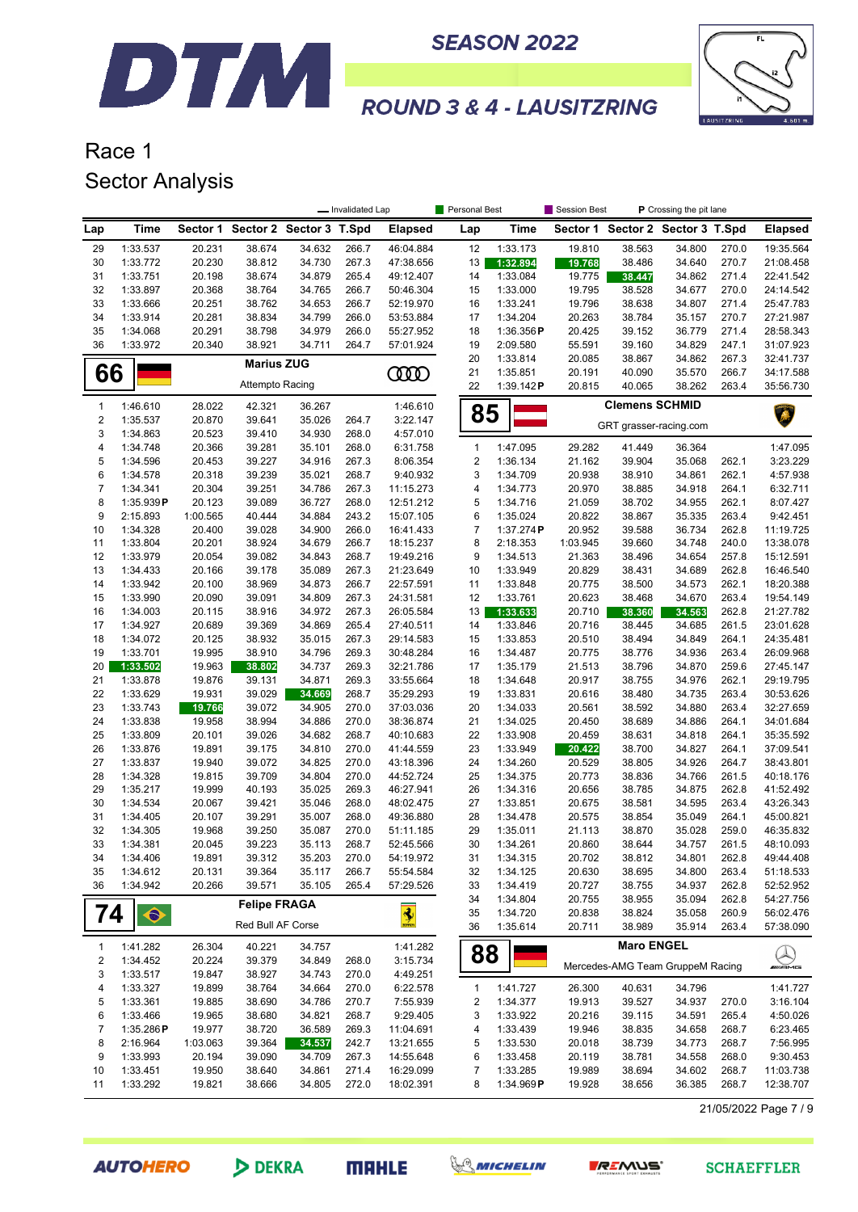# DTM SEASON 2022

## ROUND 3 & 4 - LAUSITZRING

# Race 1
## Sector Analysis

— Invalidated Lap | Personal Best | Session Best | P Crossing the pit lane

| Lap | Time | Sector 1 | Sector 2 | Sector 3 | T.Spd | Elapsed |
|---|---|---|---|---|---|---|
| 29 | 1:33.537 | 20.231 | 38.674 | 34.632 | 266.7 | 46:04.884 |
| 30 | 1:33.772 | 20.230 | 38.812 | 34.730 | 267.3 | 47:38.656 |
| 31 | 1:33.751 | 20.198 | 38.674 | 34.879 | 265.4 | 49:12.407 |
| 32 | 1:33.897 | 20.368 | 38.764 | 34.765 | 266.7 | 50:46.304 |
| 33 | 1:33.666 | 20.251 | 38.762 | 34.653 | 266.7 | 52:19.970 |
| 34 | 1:33.914 | 20.281 | 38.834 | 34.799 | 266.0 | 53:53.884 |
| 35 | 1:34.068 | 20.291 | 38.798 | 34.979 | 266.0 | 55:27.952 |
| 36 | 1:33.972 | 20.340 | 38.921 | 34.711 | 264.7 | 57:01.924 |

### 66 Marius ZUG — Attempto Racing

| Lap | Time | Sector 1 | Sector 2 | Sector 3 | T.Spd | Elapsed |
|---|---|---|---|---|---|---|
| 1 | 1:46.610 | 28.022 | 42.321 | 36.267 | | 1:46.610 |
| 2 | 1:35.537 | 20.870 | 39.641 | 35.026 | 264.7 | 3:22.147 |
| 3 | 1:34.863 | 20.523 | 39.410 | 34.930 | 268.0 | 4:57.010 |
| 4 | 1:34.748 | 20.366 | 39.281 | 35.101 | 268.0 | 6:31.758 |
| 5 | 1:34.596 | 20.453 | 39.227 | 34.916 | 267.3 | 8:06.354 |
| 6 | 1:34.578 | 20.318 | 39.239 | 35.021 | 268.7 | 9:40.932 |
| 7 | 1:34.341 | 20.304 | 39.251 | 34.786 | 267.3 | 11:15.273 |
| 8 | 1:35.939 P | 20.123 | 39.089 | 36.727 | 268.0 | 12:51.212 |
| 9 | 2:15.893 | 1:00.565 | 40.444 | 34.884 | 243.2 | 15:07.105 |
| 10 | 1:34.328 | 20.400 | 39.028 | 34.900 | 266.0 | 16:41.433 |
| 11 | 1:33.804 | 20.201 | 38.924 | 34.679 | 266.7 | 18:15.237 |
| 12 | 1:33.979 | 20.054 | 39.082 | 34.843 | 268.7 | 19:49.216 |
| 13 | 1:34.433 | 20.166 | 39.178 | 35.089 | 267.3 | 21:23.649 |
| 14 | 1:33.942 | 20.100 | 38.969 | 34.873 | 266.7 | 22:57.591 |
| 15 | 1:33.990 | 20.090 | 39.091 | 34.809 | 267.3 | 24:31.581 |
| 16 | 1:34.003 | 20.115 | 38.916 | 34.972 | 267.3 | 26:05.584 |
| 17 | 1:34.927 | 20.689 | 39.369 | 34.869 | 265.4 | 27:40.511 |
| 18 | 1:34.072 | 20.125 | 38.932 | 35.015 | 267.3 | 29:14.583 |
| 19 | 1:33.701 | 19.995 | 38.910 | 34.796 | 269.3 | 30:48.284 |
| 20 | 1:33.502 | 19.963 | 38.802 | 34.737 | 269.3 | 32:21.786 |
| 21 | 1:33.878 | 19.876 | 39.131 | 34.871 | 269.3 | 33:55.664 |
| 22 | 1:33.629 | 19.931 | 39.029 | 34.669 | 268.7 | 35:29.293 |
| 23 | 1:33.743 | 19.766 | 39.072 | 34.905 | 270.0 | 37:03.036 |
| 24 | 1:33.838 | 19.958 | 38.994 | 34.886 | 270.0 | 38:36.874 |
| 25 | 1:33.809 | 20.101 | 39.026 | 34.682 | 268.7 | 40:10.683 |
| 26 | 1:33.876 | 19.891 | 39.175 | 34.810 | 270.0 | 41:44.559 |
| 27 | 1:33.837 | 19.940 | 39.072 | 34.825 | 270.0 | 43:18.396 |
| 28 | 1:34.328 | 19.815 | 39.709 | 34.804 | 270.0 | 44:52.724 |
| 29 | 1:35.217 | 19.999 | 40.193 | 35.025 | 269.3 | 46:27.941 |
| 30 | 1:34.534 | 20.067 | 39.421 | 35.046 | 268.0 | 48:02.475 |
| 31 | 1:34.405 | 20.107 | 39.291 | 35.007 | 268.0 | 49:36.880 |
| 32 | 1:34.305 | 19.968 | 39.250 | 35.087 | 270.0 | 51:11.185 |
| 33 | 1:34.381 | 20.045 | 39.223 | 35.113 | 268.7 | 52:45.566 |
| 34 | 1:34.406 | 19.891 | 39.312 | 35.203 | 270.0 | 54:19.972 |
| 35 | 1:34.612 | 20.131 | 39.364 | 35.117 | 266.7 | 55:54.584 |
| 36 | 1:34.942 | 20.266 | 39.571 | 35.105 | 265.4 | 57:29.526 |

### 74 Felipe FRAGA — Red Bull AF Corse

| Lap | Time | Sector 1 | Sector 2 | Sector 3 | T.Spd | Elapsed |
|---|---|---|---|---|---|---|
| 1 | 1:41.282 | 26.304 | 40.221 | 34.757 | | 1:41.282 |
| 2 | 1:34.452 | 20.224 | 39.379 | 34.849 | 268.0 | 3:15.734 |
| 3 | 1:33.517 | 19.847 | 38.927 | 34.743 | 270.0 | 4:49.251 |
| 4 | 1:33.327 | 19.899 | 38.764 | 34.664 | 270.0 | 6:22.578 |
| 5 | 1:33.361 | 19.885 | 38.690 | 34.786 | 270.7 | 7:55.939 |
| 6 | 1:33.466 | 19.965 | 38.680 | 34.821 | 268.7 | 9:29.405 |
| 7 | 1:35.286 P | 19.977 | 38.720 | 36.589 | 269.3 | 11:04.691 |
| 8 | 2:16.964 | 1:03.063 | 39.364 | 34.537 | 242.7 | 13:21.655 |
| 9 | 1:33.993 | 20.194 | 39.090 | 34.709 | 267.3 | 14:55.648 |
| 10 | 1:33.451 | 19.950 | 38.640 | 34.861 | 271.4 | 16:29.099 |
| 11 | 1:33.292 | 19.821 | 38.666 | 34.805 | 272.0 | 18:02.391 |
| 12 | 1:33.173 | 19.810 | 38.563 | 34.800 | 270.0 | 19:35.564 |
| 13 | 1:32.894 | 19.768 | 38.486 | 34.640 | 270.7 | 21:08.458 |
| 14 | 1:33.084 | 19.775 | 38.447 | 34.862 | 271.4 | 22:41.542 |
| 15 | 1:33.000 | 19.795 | 38.528 | 34.677 | 270.0 | 24:14.542 |
| 16 | 1:33.241 | 19.796 | 38.638 | 34.807 | 271.4 | 25:47.783 |
| 17 | 1:34.204 | 20.263 | 38.784 | 35.157 | 270.7 | 27:21.987 |
| 18 | 1:36.356 P | 20.425 | 39.152 | 36.779 | 271.4 | 28:58.343 |
| 19 | 2:09.580 | 55.591 | 39.160 | 34.829 | 247.1 | 31:07.923 |
| 20 | 1:33.814 | 20.085 | 38.867 | 34.862 | 267.3 | 32:41.737 |
| 21 | 1:35.851 | 20.191 | 40.090 | 35.570 | 266.7 | 34:17.588 |
| 22 | 1:39.142 P | 20.815 | 40.065 | 38.262 | 263.4 | 35:56.730 |

### 85 Clemens SCHMID — GRT grasser-racing.com

| Lap | Time | Sector 1 | Sector 2 | Sector 3 | T.Spd | Elapsed |
|---|---|---|---|---|---|---|
| 1 | 1:47.095 | 29.282 | 41.449 | 36.364 | | 1:47.095 |
| 2 | 1:36.134 | 21.162 | 39.904 | 35.068 | 262.1 | 3:23.229 |
| 3 | 1:34.709 | 20.938 | 38.910 | 34.861 | 262.1 | 4:57.938 |
| 4 | 1:34.773 | 20.970 | 38.885 | 34.918 | 264.1 | 6:32.711 |
| 5 | 1:34.716 | 21.059 | 38.702 | 34.955 | 262.1 | 8:07.427 |
| 6 | 1:35.024 | 20.822 | 38.867 | 35.335 | 263.4 | 9:42.451 |
| 7 | 1:37.274 P | 20.952 | 39.588 | 36.734 | 262.8 | 11:19.725 |
| 8 | 2:18.353 | 1:03.945 | 39.660 | 34.748 | 240.0 | 13:38.078 |
| 9 | 1:34.513 | 21.363 | 38.496 | 34.654 | 257.8 | 15:12.591 |
| 10 | 1:33.949 | 20.829 | 38.431 | 34.689 | 262.8 | 16:46.540 |
| 11 | 1:33.848 | 20.775 | 38.500 | 34.573 | 262.1 | 18:20.388 |
| 12 | 1:33.761 | 20.623 | 38.468 | 34.670 | 263.4 | 19:54.149 |
| 13 | 1:33.633 | 20.710 | 38.360 | 34.563 | 262.8 | 21:27.782 |
| 14 | 1:33.846 | 20.716 | 38.445 | 34.685 | 261.5 | 23:01.628 |
| 15 | 1:33.853 | 20.510 | 38.494 | 34.849 | 264.1 | 24:35.481 |
| 16 | 1:34.487 | 20.775 | 38.776 | 34.936 | 263.4 | 26:09.968 |
| 17 | 1:35.179 | 21.513 | 38.796 | 34.870 | 259.6 | 27:45.147 |
| 18 | 1:34.648 | 20.917 | 38.755 | 34.976 | 262.1 | 29:19.795 |
| 19 | 1:33.831 | 20.616 | 38.480 | 34.735 | 263.4 | 30:53.626 |
| 20 | 1:34.033 | 20.561 | 38.592 | 34.880 | 263.4 | 32:27.659 |
| 21 | 1:34.025 | 20.450 | 38.689 | 34.886 | 264.1 | 34:01.684 |
| 22 | 1:33.908 | 20.459 | 38.631 | 34.818 | 264.1 | 35:35.592 |
| 23 | 1:33.949 | 20.422 | 38.700 | 34.827 | 264.1 | 37:09.541 |
| 24 | 1:34.260 | 20.529 | 38.805 | 34.926 | 264.7 | 38:43.801 |
| 25 | 1:34.375 | 20.773 | 38.836 | 34.766 | 261.5 | 40:18.176 |
| 26 | 1:34.316 | 20.656 | 38.785 | 34.875 | 262.8 | 41:52.492 |
| 27 | 1:33.851 | 20.675 | 38.581 | 34.595 | 263.4 | 43:26.343 |
| 28 | 1:34.478 | 20.575 | 38.854 | 35.049 | 264.1 | 45:00.821 |
| 29 | 1:35.011 | 21.113 | 38.870 | 35.028 | 259.0 | 46:35.832 |
| 30 | 1:34.261 | 20.860 | 38.644 | 34.757 | 261.5 | 48:10.093 |
| 31 | 1:34.315 | 20.702 | 38.812 | 34.801 | 262.8 | 49:44.408 |
| 32 | 1:34.125 | 20.630 | 38.695 | 34.800 | 263.4 | 51:18.533 |
| 33 | 1:34.419 | 20.727 | 38.755 | 34.937 | 262.8 | 52:52.952 |
| 34 | 1:34.804 | 20.755 | 38.955 | 35.094 | 262.8 | 54:27.756 |
| 35 | 1:34.720 | 20.838 | 38.824 | 35.058 | 260.9 | 56:02.476 |
| 36 | 1:35.614 | 20.711 | 38.989 | 35.914 | 263.4 | 57:38.090 |

### 88 Maro ENGEL — Mercedes-AMG Team GruppeM Racing

| Lap | Time | Sector 1 | Sector 2 | Sector 3 | T.Spd | Elapsed |
|---|---|---|---|---|---|---|
| 1 | 1:41.727 | 26.300 | 40.631 | 34.796 | | 1:41.727 |
| 2 | 1:34.377 | 19.913 | 39.527 | 34.937 | 270.0 | 3:16.104 |
| 3 | 1:33.922 | 20.216 | 39.115 | 34.591 | 265.4 | 4:50.026 |
| 4 | 1:33.439 | 19.946 | 38.835 | 34.658 | 268.7 | 6:23.465 |
| 5 | 1:33.530 | 20.018 | 38.739 | 34.773 | 268.7 | 7:56.995 |
| 6 | 1:33.458 | 20.119 | 38.781 | 34.558 | 268.0 | 9:30.453 |
| 7 | 1:33.285 | 19.989 | 38.694 | 34.602 | 268.7 | 11:03.738 |
| 8 | 1:34.969 P | 19.928 | 38.656 | 36.385 | 268.7 | 12:38.707 |

21/05/2022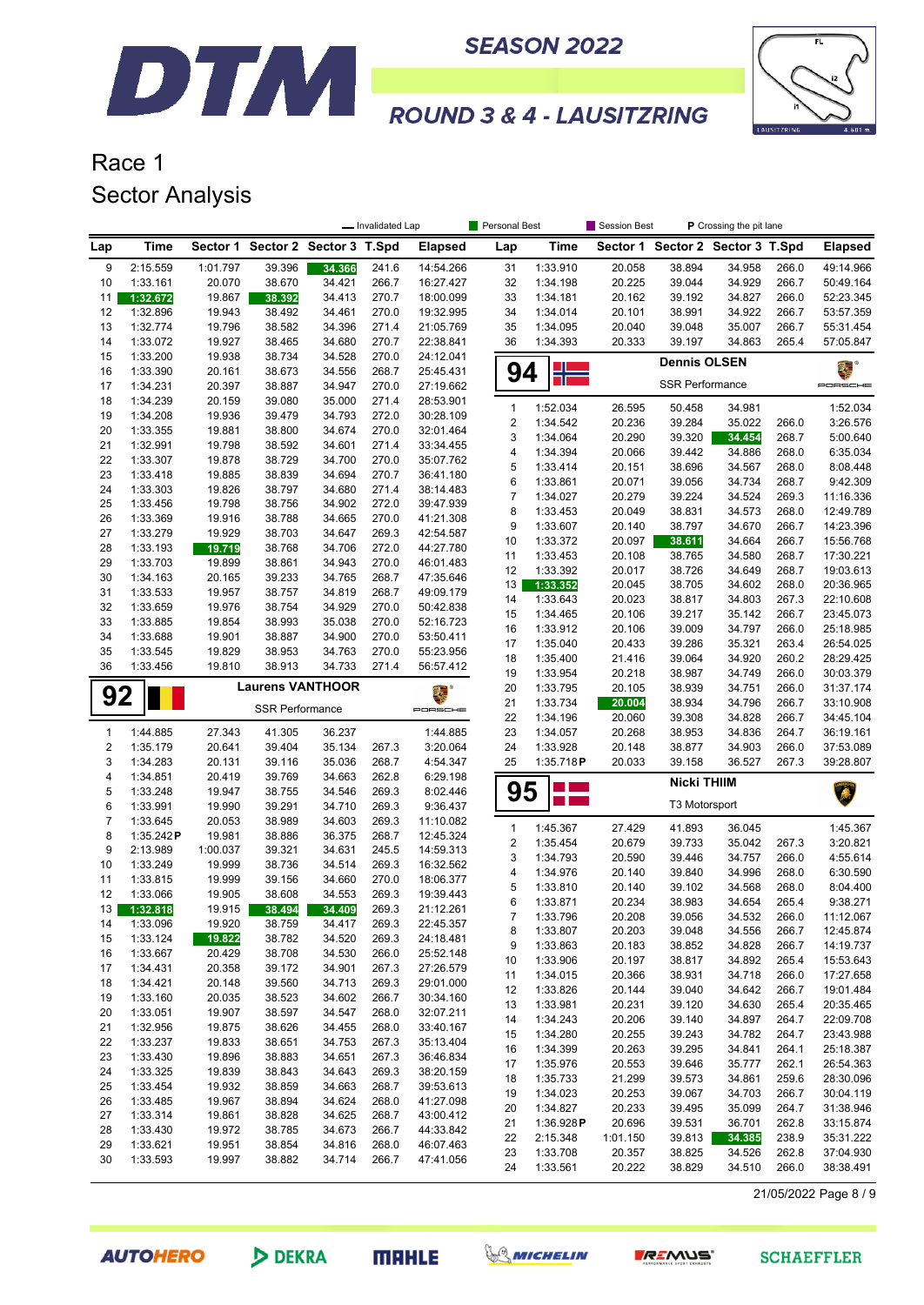# DTM SEASON 2022

## ROUND 3 & 4 - LAUSITZRING

# Race 1

## Sector Analysis

Legend: Invalidated Lap | Personal Best | Session Best | P Crossing the pit lane

| Lap | Time | Sector 1 | Sector 2 | Sector 3 | T.Spd | Elapsed |
|---|---|---|---|---|---|---|
| 9 | 2:15.559 | 1:01.797 | 39.396 | 34.366 | 241.6 | 14:54.266 |
| 10 | 1:33.161 | 20.070 | 38.670 | 34.421 | 266.7 | 16:27.427 |
| 11 | 1:32.672 | 19.867 | 38.392 | 34.413 | 270.7 | 18:00.099 |
| 12 | 1:32.896 | 19.943 | 38.492 | 34.461 | 270.0 | 19:32.995 |
| 13 | 1:32.774 | 19.796 | 38.582 | 34.396 | 271.4 | 21:05.769 |
| 14 | 1:33.072 | 19.927 | 38.465 | 34.680 | 270.7 | 22:38.841 |
| 15 | 1:33.200 | 19.938 | 38.734 | 34.528 | 270.0 | 24:12.041 |
| 16 | 1:33.390 | 20.161 | 38.673 | 34.556 | 268.7 | 25:45.431 |
| 17 | 1:34.231 | 20.397 | 38.887 | 34.947 | 270.0 | 27:19.662 |
| 18 | 1:34.239 | 20.159 | 39.080 | 35.000 | 271.4 | 28:53.901 |
| 19 | 1:34.208 | 19.936 | 39.479 | 34.793 | 272.0 | 30:28.109 |
| 20 | 1:33.355 | 19.881 | 38.800 | 34.674 | 270.0 | 32:01.464 |
| 21 | 1:32.991 | 19.798 | 38.592 | 34.601 | 271.4 | 33:34.455 |
| 22 | 1:33.307 | 19.878 | 38.729 | 34.700 | 270.0 | 35:07.762 |
| 23 | 1:33.418 | 19.885 | 38.839 | 34.694 | 270.7 | 36:41.180 |
| 24 | 1:33.303 | 19.826 | 38.797 | 34.680 | 271.4 | 38:14.483 |
| 25 | 1:33.456 | 19.798 | 38.756 | 34.902 | 272.0 | 39:47.939 |
| 26 | 1:33.369 | 19.916 | 38.788 | 34.665 | 270.0 | 41:21.308 |
| 27 | 1:33.279 | 19.929 | 38.703 | 34.647 | 269.3 | 42:54.587 |
| 28 | 1:33.193 | 19.719 | 38.768 | 34.706 | 272.0 | 44:27.780 |
| 29 | 1:33.703 | 19.899 | 38.861 | 34.943 | 270.0 | 46:01.483 |
| 30 | 1:34.163 | 20.165 | 39.233 | 34.765 | 268.7 | 47:35.646 |
| 31 | 1:33.533 | 19.957 | 38.757 | 34.819 | 268.7 | 49:09.179 |
| 32 | 1:33.659 | 19.976 | 38.754 | 34.929 | 270.0 | 50:42.838 |
| 33 | 1:33.885 | 19.854 | 38.993 | 35.038 | 270.0 | 52:16.723 |
| 34 | 1:33.688 | 19.901 | 38.887 | 34.900 | 270.0 | 53:50.411 |
| 35 | 1:33.545 | 19.829 | 38.953 | 34.763 | 270.0 | 55:23.956 |
| 36 | 1:33.456 | 19.810 | 38.913 | 34.733 | 271.4 | 56:57.412 |

### 92 Laurens VANTHOOR – SSR Performance (Porsche)

| Lap | Time | Sector 1 | Sector 2 | Sector 3 | T.Spd | Elapsed |
|---|---|---|---|---|---|---|
| 1 | 1:44.885 | 27.343 | 41.305 | 36.237 | | 1:44.885 |
| 2 | 1:35.179 | 20.641 | 39.404 | 35.134 | 267.3 | 3:20.064 |
| 3 | 1:34.283 | 20.131 | 39.116 | 35.036 | 268.7 | 4:54.347 |
| 4 | 1:34.851 | 20.419 | 39.769 | 34.663 | 262.8 | 6:29.198 |
| 5 | 1:33.248 | 19.947 | 38.755 | 34.546 | 269.3 | 8:02.446 |
| 6 | 1:33.991 | 19.990 | 39.291 | 34.710 | 269.3 | 9:36.437 |
| 7 | 1:33.645 | 20.053 | 38.989 | 34.603 | 269.3 | 11:10.082 |
| 8 | 1:35.242 P | 19.981 | 38.886 | 36.375 | 268.7 | 12:45.324 |
| 9 | 2:13.989 | 1:00.037 | 39.321 | 34.631 | 245.5 | 14:59.313 |
| 10 | 1:33.249 | 19.999 | 38.736 | 34.514 | 269.3 | 16:32.562 |
| 11 | 1:33.815 | 19.999 | 39.156 | 34.660 | 270.0 | 18:06.377 |
| 12 | 1:33.066 | 19.905 | 38.608 | 34.553 | 269.3 | 19:39.443 |
| 13 | 1:32.818 | 19.915 | 38.494 | 34.409 | 269.3 | 21:12.261 |
| 14 | 1:33.096 | 19.920 | 38.759 | 34.417 | 269.3 | 22:45.357 |
| 15 | 1:33.124 | 19.822 | 38.782 | 34.520 | 269.3 | 24:18.481 |
| 16 | 1:33.667 | 20.429 | 38.708 | 34.530 | 266.0 | 25:52.148 |
| 17 | 1:34.431 | 20.358 | 39.172 | 34.901 | 267.3 | 27:26.579 |
| 18 | 1:34.421 | 20.148 | 39.560 | 34.713 | 269.3 | 29:01.000 |
| 19 | 1:33.160 | 20.035 | 38.523 | 34.602 | 266.7 | 30:34.160 |
| 20 | 1:33.051 | 19.907 | 38.597 | 34.547 | 268.0 | 32:07.211 |
| 21 | 1:32.956 | 19.875 | 38.626 | 34.455 | 268.0 | 33:40.167 |
| 22 | 1:33.237 | 19.833 | 38.651 | 34.753 | 267.3 | 35:13.404 |
| 23 | 1:33.430 | 19.896 | 38.883 | 34.651 | 267.3 | 36:46.834 |
| 24 | 1:33.325 | 19.839 | 38.843 | 34.643 | 269.3 | 38:20.159 |
| 25 | 1:33.454 | 19.932 | 38.859 | 34.663 | 268.7 | 39:53.613 |
| 26 | 1:33.485 | 19.967 | 38.894 | 34.624 | 268.0 | 41:27.098 |
| 27 | 1:33.314 | 19.861 | 38.828 | 34.625 | 268.7 | 43:00.412 |
| 28 | 1:33.430 | 19.972 | 38.785 | 34.673 | 266.7 | 44:33.842 |
| 29 | 1:33.621 | 19.951 | 38.854 | 34.816 | 268.0 | 46:07.463 |
| 30 | 1:33.593 | 19.997 | 38.882 | 34.714 | 266.7 | 47:41.056 |

| Lap | Time | Sector 1 | Sector 2 | Sector 3 | T.Spd | Elapsed |
|---|---|---|---|---|---|---|
| 31 | 1:33.910 | 20.058 | 38.894 | 34.958 | 266.0 | 49:14.966 |
| 32 | 1:34.198 | 20.225 | 39.044 | 34.929 | 266.7 | 50:49.164 |
| 33 | 1:34.181 | 20.162 | 39.192 | 34.827 | 266.0 | 52:23.345 |
| 34 | 1:34.014 | 20.101 | 38.991 | 34.922 | 266.7 | 53:57.359 |
| 35 | 1:34.095 | 20.040 | 39.048 | 35.007 | 266.7 | 55:31.454 |
| 36 | 1:34.393 | 20.333 | 39.197 | 34.863 | 265.4 | 57:05.847 |

### 94 Dennis OLSEN – SSR Performance (Porsche)

| Lap | Time | Sector 1 | Sector 2 | Sector 3 | T.Spd | Elapsed |
|---|---|---|---|---|---|---|
| 1 | 1:52.034 | 26.595 | 50.458 | 34.981 | | 1:52.034 |
| 2 | 1:34.542 | 20.236 | 39.284 | 35.022 | 266.0 | 3:26.576 |
| 3 | 1:34.064 | 20.290 | 39.320 | 34.454 | 268.7 | 5:00.640 |
| 4 | 1:34.394 | 20.066 | 39.442 | 34.886 | 268.0 | 6:35.034 |
| 5 | 1:33.414 | 20.151 | 38.696 | 34.567 | 268.0 | 8:08.448 |
| 6 | 1:33.861 | 20.071 | 39.056 | 34.734 | 268.7 | 9:42.309 |
| 7 | 1:34.027 | 20.279 | 39.224 | 34.524 | 269.3 | 11:16.336 |
| 8 | 1:33.453 | 20.049 | 38.831 | 34.573 | 268.0 | 12:49.789 |
| 9 | 1:33.607 | 20.140 | 38.797 | 34.670 | 266.7 | 14:23.396 |
| 10 | 1:33.372 | 20.097 | 38.611 | 34.664 | 266.7 | 15:56.768 |
| 11 | 1:33.453 | 20.108 | 38.765 | 34.580 | 268.7 | 17:30.221 |
| 12 | 1:33.392 | 20.017 | 38.726 | 34.649 | 268.7 | 19:03.613 |
| 13 | 1:33.352 | 20.045 | 38.705 | 34.602 | 268.0 | 20:36.965 |
| 14 | 1:33.643 | 20.023 | 38.817 | 34.803 | 267.3 | 22:10.608 |
| 15 | 1:34.465 | 20.106 | 39.217 | 35.142 | 266.7 | 23:45.073 |
| 16 | 1:33.912 | 20.106 | 39.009 | 34.797 | 266.0 | 25:18.985 |
| 17 | 1:35.040 | 20.433 | 39.286 | 35.321 | 263.4 | 26:54.025 |
| 18 | 1:35.400 | 21.416 | 39.064 | 34.920 | 260.2 | 28:29.425 |
| 19 | 1:33.954 | 20.218 | 38.987 | 34.749 | 266.0 | 30:03.379 |
| 20 | 1:33.795 | 20.105 | 38.939 | 34.751 | 266.0 | 31:37.174 |
| 21 | 1:33.734 | 20.004 | 38.934 | 34.796 | 266.7 | 33:10.908 |
| 22 | 1:34.196 | 20.060 | 39.308 | 34.828 | 266.7 | 34:45.104 |
| 23 | 1:34.057 | 20.268 | 38.953 | 34.836 | 264.7 | 36:19.161 |
| 24 | 1:33.928 | 20.148 | 38.877 | 34.903 | 266.0 | 37:53.089 |
| 25 | 1:35.718 P | 20.033 | 39.158 | 36.527 | 267.3 | 39:28.807 |

### 95 Nicki THIIM – T3 Motorsport (Lamborghini)

| Lap | Time | Sector 1 | Sector 2 | Sector 3 | T.Spd | Elapsed |
|---|---|---|---|---|---|---|
| 1 | 1:45.367 | 27.429 | 41.893 | 36.045 | | 1:45.367 |
| 2 | 1:35.454 | 20.679 | 39.733 | 35.042 | 267.3 | 3:20.821 |
| 3 | 1:34.793 | 20.590 | 39.446 | 34.757 | 266.0 | 4:55.614 |
| 4 | 1:34.976 | 20.140 | 39.840 | 34.996 | 268.0 | 6:30.590 |
| 5 | 1:33.810 | 20.140 | 39.102 | 34.568 | 268.0 | 8:04.400 |
| 6 | 1:33.871 | 20.234 | 38.983 | 34.654 | 265.4 | 9:38.271 |
| 7 | 1:33.796 | 20.208 | 39.056 | 34.532 | 266.0 | 11:12.067 |
| 8 | 1:33.807 | 20.203 | 39.048 | 34.556 | 266.7 | 12:45.874 |
| 9 | 1:33.863 | 20.183 | 38.852 | 34.828 | 266.7 | 14:19.737 |
| 10 | 1:33.906 | 20.197 | 38.817 | 34.892 | 265.4 | 15:53.643 |
| 11 | 1:34.015 | 20.366 | 38.931 | 34.718 | 266.0 | 17:27.658 |
| 12 | 1:33.826 | 20.144 | 39.040 | 34.642 | 266.7 | 19:01.484 |
| 13 | 1:33.981 | 20.231 | 39.120 | 34.630 | 265.4 | 20:35.465 |
| 14 | 1:34.243 | 20.206 | 39.140 | 34.897 | 264.7 | 22:09.708 |
| 15 | 1:34.280 | 20.255 | 39.243 | 34.782 | 264.7 | 23:43.988 |
| 16 | 1:34.399 | 20.263 | 39.295 | 34.841 | 264.1 | 25:18.387 |
| 17 | 1:35.976 | 20.553 | 39.646 | 35.777 | 262.1 | 26:54.363 |
| 18 | 1:35.733 | 21.299 | 39.573 | 34.861 | 259.6 | 28:30.096 |
| 19 | 1:34.023 | 20.253 | 39.067 | 34.703 | 266.7 | 30:04.119 |
| 20 | 1:34.827 | 20.233 | 39.495 | 35.099 | 264.7 | 31:38.946 |
| 21 | 1:36.928 P | 20.696 | 39.531 | 36.701 | 262.8 | 33:15.874 |
| 22 | 2:15.348 | 1:01.150 | 39.813 | 34.385 | 238.9 | 35:31.222 |
| 23 | 1:33.708 | 20.357 | 38.825 | 34.526 | 262.8 | 37:04.930 |
| 24 | 1:33.561 | 20.222 | 38.829 | 34.510 | 266.0 | 38:38.491 |

21/05/2022

AUTOHERO · DEKRA · MAHLE · MICHELIN · REMUS · SCHAEFFLER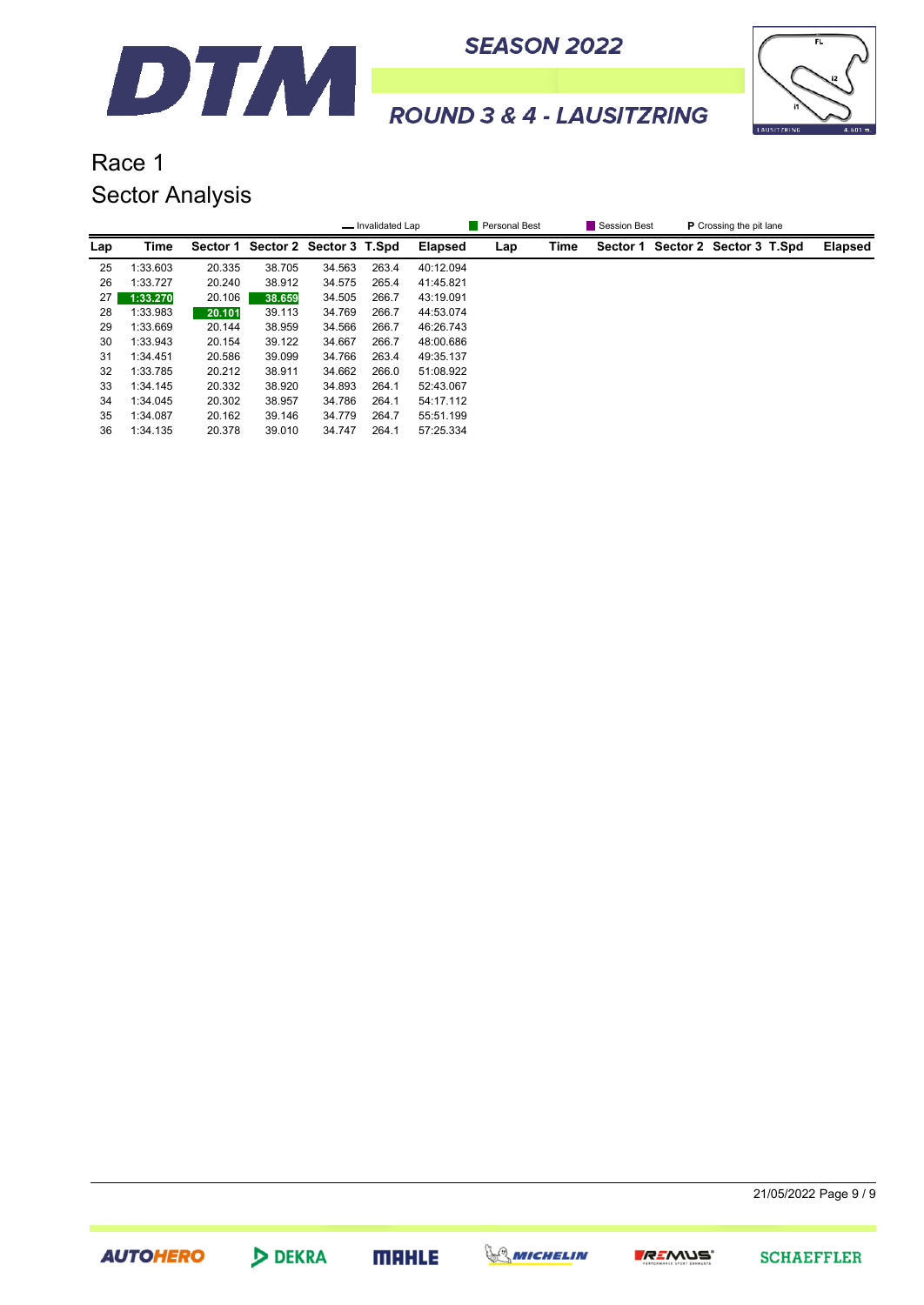SEASON 2022

ROUND 3 & 4 - LAUSITZRING

# Race 1
## Sector Analysis

— Invalidated Lap | Personal Best | Session Best | **P** Crossing the pit lane

| Lap | Time | Sector 1 | Sector 2 | Sector 3 | T.Spd | Elapsed | Lap | Time | Sector 1 | Sector 2 | Sector 3 | T.Spd | Elapsed |
|---|---|---|---|---|---|---|---|---|---|---|---|---|---|
| 25 | 1:33.603 | 20.335 | 38.705 | 34.563 | 263.4 | 40:12.094 | | | | | | | |
| 26 | 1:33.727 | 20.240 | 38.912 | 34.575 | 265.4 | 41:45.821 | | | | | | | |
| 27 | 1:33.270 | 20.106 | 38.659 | 34.505 | 266.7 | 43:19.091 | | | | | | | |
| 28 | 1:33.983 | 20.101 | 39.113 | 34.769 | 266.7 | 44:53.074 | | | | | | | |
| 29 | 1:33.669 | 20.144 | 38.959 | 34.566 | 266.7 | 46:26.743 | | | | | | | |
| 30 | 1:33.943 | 20.154 | 39.122 | 34.667 | 266.7 | 48:00.686 | | | | | | | |
| 31 | 1:34.451 | 20.586 | 39.099 | 34.766 | 263.4 | 49:35.137 | | | | | | | |
| 32 | 1:33.785 | 20.212 | 38.911 | 34.662 | 266.0 | 51:08.922 | | | | | | | |
| 33 | 1:34.145 | 20.332 | 38.920 | 34.893 | 264.1 | 52:43.067 | | | | | | | |
| 34 | 1:34.045 | 20.302 | 38.957 | 34.786 | 264.1 | 54:17.112 | | | | | | | |
| 35 | 1:34.087 | 20.162 | 39.146 | 34.779 | 264.7 | 55:51.199 | | | | | | | |
| 36 | 1:34.135 | 20.378 | 39.010 | 34.747 | 264.1 | 57:25.334 | | | | | | | |

21/05/2022